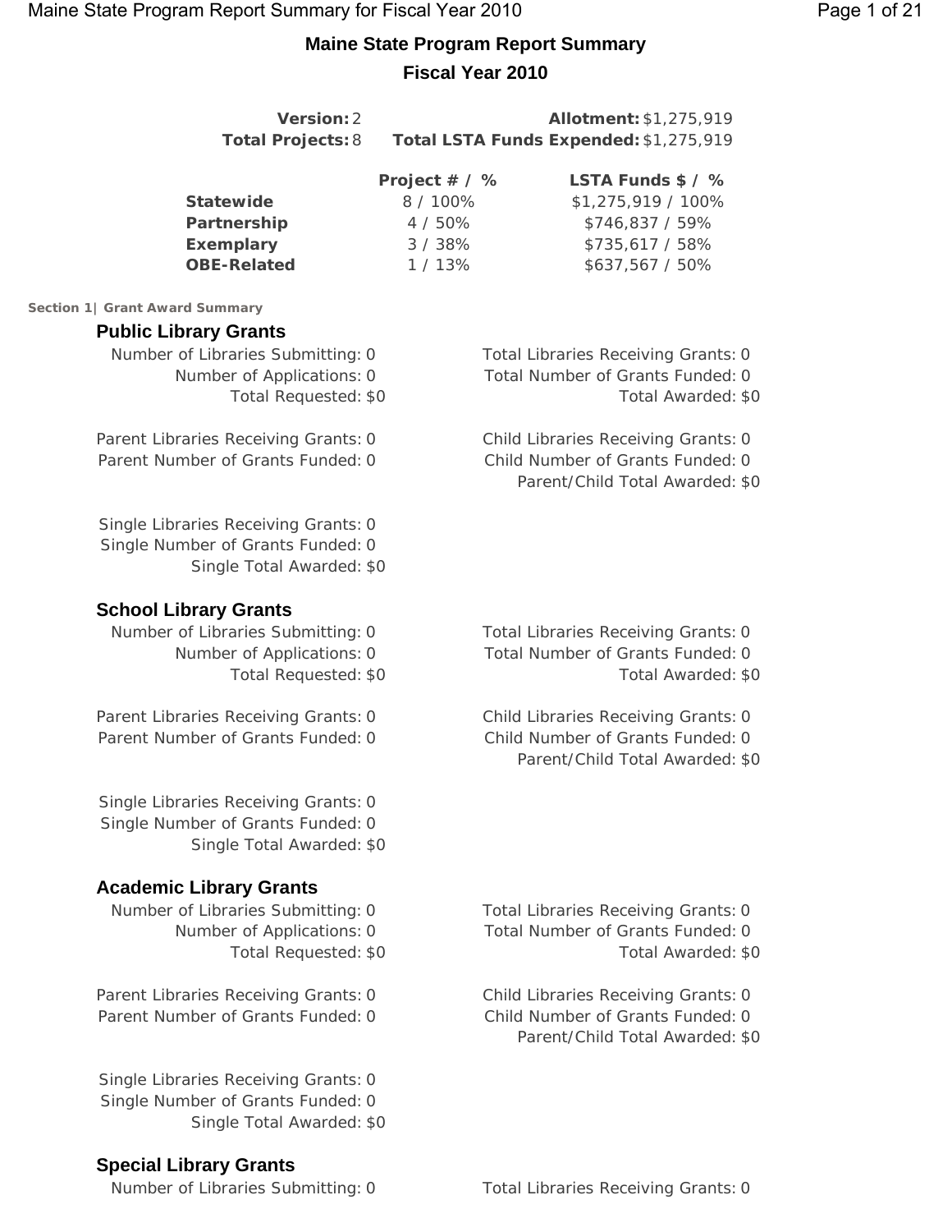# Maine State Program Report Summary

## Fiscal Year 2010

**Version:** 2
**Total Projects:** 8

**Allotment:** $1,275,919
**Total LSTA Funds Expended:** $1,275,919

| | Project # / % | LSTA Funds $ / % |
|---|---|---|
| **Statewide** | 8 / 100% | $1,275,919 / 100% |
| **Partnership** | 4 / 50% | $746,837 / 59% |
| **Exemplary** | 3 / 38% | $735,617 / 58% |
| **OBE-Related** | 1 / 13% | $637,567 / 50% |

**Section 1| Grant Award Summary**

### Public Library Grants

Number of Libraries Submitting: 0
Number of Applications: 0
Total Requested: $0

Total Libraries Receiving Grants: 0
Total Number of Grants Funded: 0
Total Awarded: $0

Parent Libraries Receiving Grants: 0
Parent Number of Grants Funded: 0

Child Libraries Receiving Grants: 0
Child Number of Grants Funded: 0
Parent/Child Total Awarded: $0

Single Libraries Receiving Grants: 0
Single Number of Grants Funded: 0
Single Total Awarded: $0

### School Library Grants

Number of Libraries Submitting: 0
Number of Applications: 0
Total Requested: $0

Total Libraries Receiving Grants: 0
Total Number of Grants Funded: 0
Total Awarded: $0

Parent Libraries Receiving Grants: 0
Parent Number of Grants Funded: 0

Child Libraries Receiving Grants: 0
Child Number of Grants Funded: 0
Parent/Child Total Awarded: $0

Single Libraries Receiving Grants: 0
Single Number of Grants Funded: 0
Single Total Awarded: $0

### Academic Library Grants

Number of Libraries Submitting: 0
Number of Applications: 0
Total Requested: $0

Total Libraries Receiving Grants: 0
Total Number of Grants Funded: 0
Total Awarded: $0

Parent Libraries Receiving Grants: 0
Parent Number of Grants Funded: 0

Child Libraries Receiving Grants: 0
Child Number of Grants Funded: 0
Parent/Child Total Awarded: $0

Single Libraries Receiving Grants: 0
Single Number of Grants Funded: 0
Single Total Awarded: $0

### Special Library Grants

Number of Libraries Submitting: 0

Total Libraries Receiving Grants: 0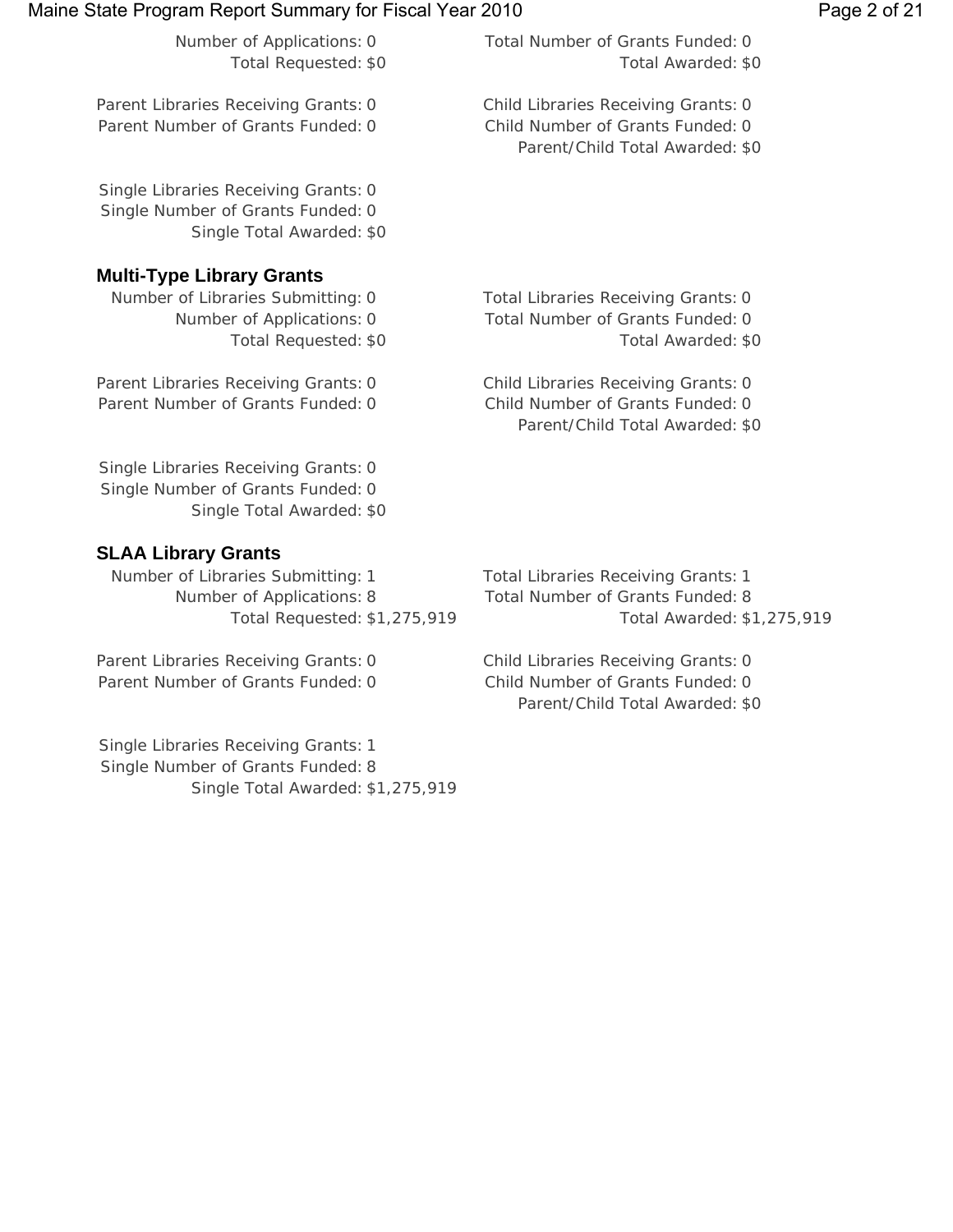Number of Applications: 0
Total Requested: $0

Total Number of Grants Funded: 0
Total Awarded: $0

Parent Libraries Receiving Grants: 0
Parent Number of Grants Funded: 0

Child Libraries Receiving Grants: 0
Child Number of Grants Funded: 0
Parent/Child Total Awarded: $0

Single Libraries Receiving Grants: 0
Single Number of Grants Funded: 0
Single Total Awarded: $0

## Multi-Type Library Grants

Number of Libraries Submitting: 0
Number of Applications: 0
Total Requested: $0

Total Libraries Receiving Grants: 0
Total Number of Grants Funded: 0
Total Awarded: $0

Parent Libraries Receiving Grants: 0
Parent Number of Grants Funded: 0

Child Libraries Receiving Grants: 0
Child Number of Grants Funded: 0
Parent/Child Total Awarded: $0

Single Libraries Receiving Grants: 0
Single Number of Grants Funded: 0
Single Total Awarded: $0

## SLAA Library Grants

Number of Libraries Submitting: 1
Number of Applications: 8
Total Requested: $1,275,919

Total Libraries Receiving Grants: 1
Total Number of Grants Funded: 8
Total Awarded: $1,275,919

Parent Libraries Receiving Grants: 0
Parent Number of Grants Funded: 0

Child Libraries Receiving Grants: 0
Child Number of Grants Funded: 0
Parent/Child Total Awarded: $0

Single Libraries Receiving Grants: 1
Single Number of Grants Funded: 8
Single Total Awarded: $1,275,919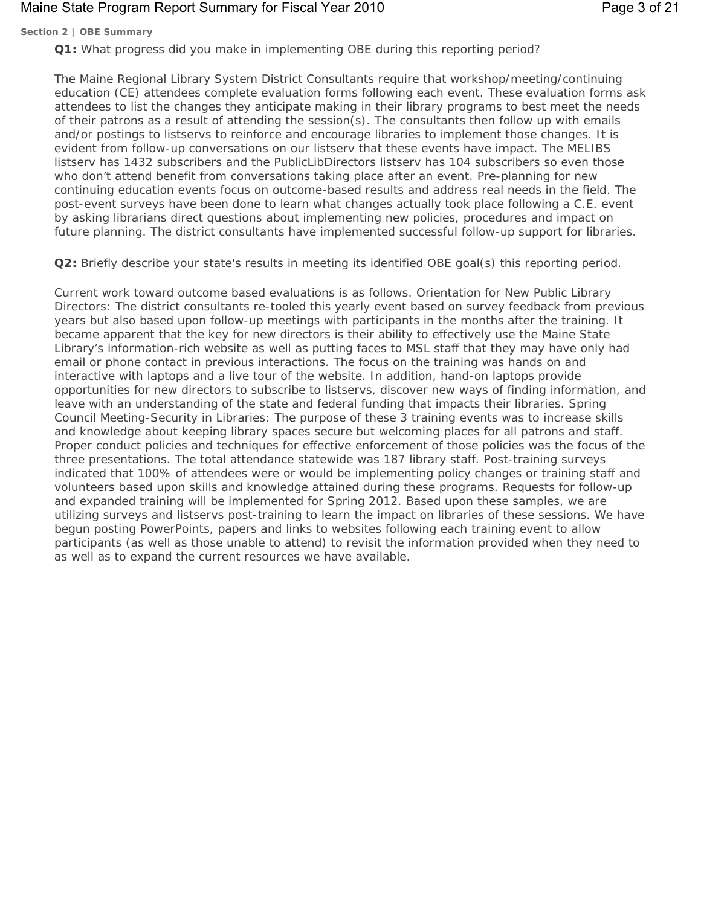**Section 2 | OBE Summary**

**Q1:** What progress did you make in implementing OBE during this reporting period?

The Maine Regional Library System District Consultants require that workshop/meeting/continuing education (CE) attendees complete evaluation forms following each event. These evaluation forms ask attendees to list the changes they anticipate making in their library programs to best meet the needs of their patrons as a result of attending the session(s). The consultants then follow up with emails and/or postings to listservs to reinforce and encourage libraries to implement those changes. It is evident from follow-up conversations on our listserv that these events have impact. The MELIBS listserv has 1432 subscribers and the PublicLibDirectors listserv has 104 subscribers so even those who don't attend benefit from conversations taking place after an event. Pre-planning for new continuing education events focus on outcome-based results and address real needs in the field. The post-event surveys have been done to learn what changes actually took place following a C.E. event by asking librarians direct questions about implementing new policies, procedures and impact on future planning. The district consultants have implemented successful follow-up support for libraries.

**Q2:** Briefly describe your state's results in meeting its identified OBE goal(s) this reporting period.

Current work toward outcome based evaluations is as follows. Orientation for New Public Library Directors: The district consultants re-tooled this yearly event based on survey feedback from previous years but also based upon follow-up meetings with participants in the months after the training. It became apparent that the key for new directors is their ability to effectively use the Maine State Library's information-rich website as well as putting faces to MSL staff that they may have only had email or phone contact in previous interactions. The focus on the training was hands on and interactive with laptops and a live tour of the website. In addition, hand-on laptops provide opportunities for new directors to subscribe to listservs, discover new ways of finding information, and leave with an understanding of the state and federal funding that impacts their libraries. Spring Council Meeting-Security in Libraries: The purpose of these 3 training events was to increase skills and knowledge about keeping library spaces secure but welcoming places for all patrons and staff. Proper conduct policies and techniques for effective enforcement of those policies was the focus of the three presentations. The total attendance statewide was 187 library staff. Post-training surveys indicated that 100% of attendees were or would be implementing policy changes or training staff and volunteers based upon skills and knowledge attained during these programs. Requests for follow-up and expanded training will be implemented for Spring 2012. Based upon these samples, we are utilizing surveys and listservs post-training to learn the impact on libraries of these sessions. We have begun posting PowerPoints, papers and links to websites following each training event to allow participants (as well as those unable to attend) to revisit the information provided when they need to as well as to expand the current resources we have available.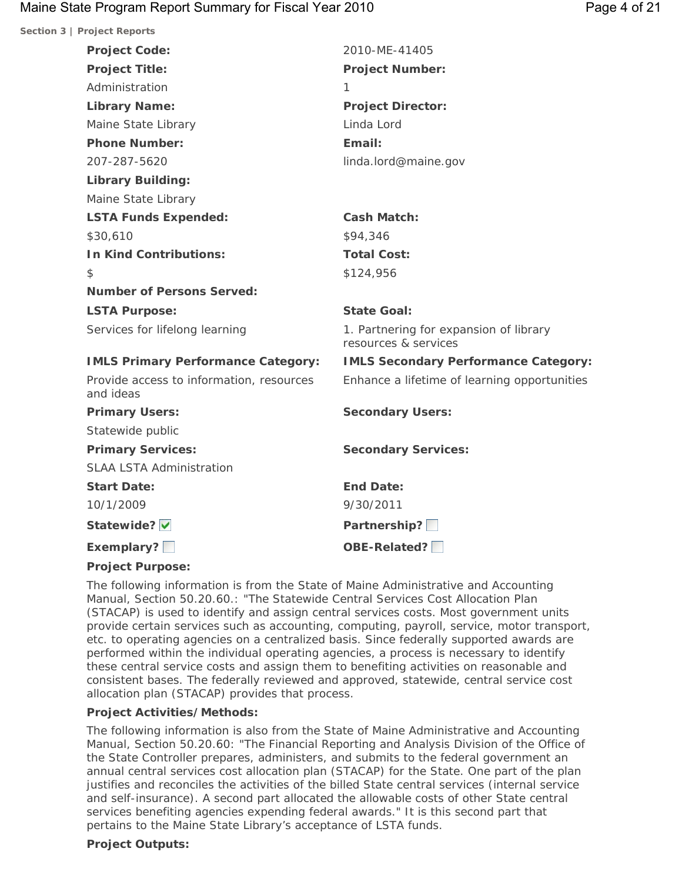**Section 3 | Project Reports**

| | |
|---|---|
| **Project Code:** | 2010-ME-41405 |
| **Project Title:** | **Project Number:** |
| Administration | 1 |
| **Library Name:** | **Project Director:** |
| Maine State Library | Linda Lord |
| **Phone Number:** | **Email:** |
| 207-287-5620 | linda.lord@maine.gov |
| **Library Building:** | |
| Maine State Library | |
| **LSTA Funds Expended:** | **Cash Match:** |
| $30,610 | $94,346 |
| **In Kind Contributions:** | **Total Cost:** |
| $ | $124,956 |
| **Number of Persons Served:** | |
| **LSTA Purpose:** | **State Goal:** |
| Services for lifelong learning | 1. Partnering for expansion of library resources & services |
| **IMLS Primary Performance Category:** | **IMLS Secondary Performance Category:** |
| Provide access to information, resources and ideas | Enhance a lifetime of learning opportunities |
| **Primary Users:** | **Secondary Users:** |
| Statewide public | |
| **Primary Services:** | **Secondary Services:** |
| SLAA LSTA Administration | |
| **Start Date:** | **End Date:** |
| 10/1/2009 | 9/30/2011 |
| **Statewide?** ☑ | **Partnership?** ☐ |
| **Exemplary?** ☐ | **OBE-Related?** ☐ |

**Project Purpose:**

The following information is from the State of Maine Administrative and Accounting Manual, Section 50.20.60.: "The Statewide Central Services Cost Allocation Plan (STACAP) is used to identify and assign central services costs. Most government units provide certain services such as accounting, computing, payroll, service, motor transport, etc. to operating agencies on a centralized basis. Since federally supported awards are performed within the individual operating agencies, a process is necessary to identify these central service costs and assign them to benefiting activities on reasonable and consistent bases. The federally reviewed and approved, statewide, central service cost allocation plan (STACAP) provides that process.

**Project Activities/Methods:**

The following information is also from the State of Maine Administrative and Accounting Manual, Section 50.20.60: "The Financial Reporting and Analysis Division of the Office of the State Controller prepares, administers, and submits to the federal government an annual central services cost allocation plan (STACAP) for the State. One part of the plan justifies and reconciles the activities of the billed State central services (internal service and self-insurance). A second part allocated the allowable costs of other State central services benefiting agencies expending federal awards." It is this second part that pertains to the Maine State Library's acceptance of LSTA funds.

**Project Outputs:**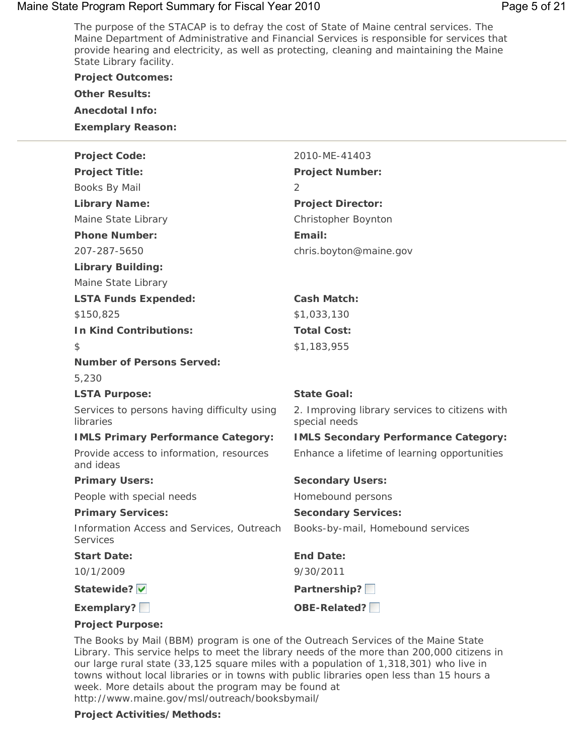The purpose of the STACAP is to defray the cost of State of Maine central services. The Maine Department of Administrative and Financial Services is responsible for services that provide hearing and electricity, as well as protecting, cleaning and maintaining the Maine State Library facility.

**Project Outcomes:**

**Other Results:**

**Anecdotal Info:**

**Exemplary Reason:**

---

**Project Code:** 2010-ME-41403

**Project Title:** Books By Mail

**Project Number:** 2

**Library Name:** Maine State Library

**Project Director:** Christopher Boynton

**Phone Number:** 207-287-5650

**Email:** chris.boyton@maine.gov

**Library Building:** Maine State Library

**LSTA Funds Expended:** $150,825

**Cash Match:** $1,033,130

**In Kind Contributions:** $

**Total Cost:** $1,183,955

**Number of Persons Served:** 5,230

**LSTA Purpose:** Services to persons having difficulty using libraries

**State Goal:** 2. Improving library services to citizens with special needs

**IMLS Primary Performance Category:** Provide access to information, resources and ideas

**IMLS Secondary Performance Category:** Enhance a lifetime of learning opportunities

**Primary Users:** People with special needs

**Secondary Users:** Homebound persons

**Primary Services:** Information Access and Services, Outreach Services

**Secondary Services:** Books-by-mail, Homebound services

**Start Date:** 10/1/2009

**End Date:** 9/30/2011

**Statewide?** ☑

**Partnership?** ☐

**Exemplary?** ☐

**OBE-Related?** ☐

**Project Purpose:**

The Books by Mail (BBM) program is one of the Outreach Services of the Maine State Library. This service helps to meet the library needs of the more than 200,000 citizens in our large rural state (33,125 square miles with a population of 1,318,301) who live in towns without local libraries or in towns with public libraries open less than 15 hours a week. More details about the program may be found at http://www.maine.gov/msl/outreach/booksbymail/

**Project Activities/Methods:**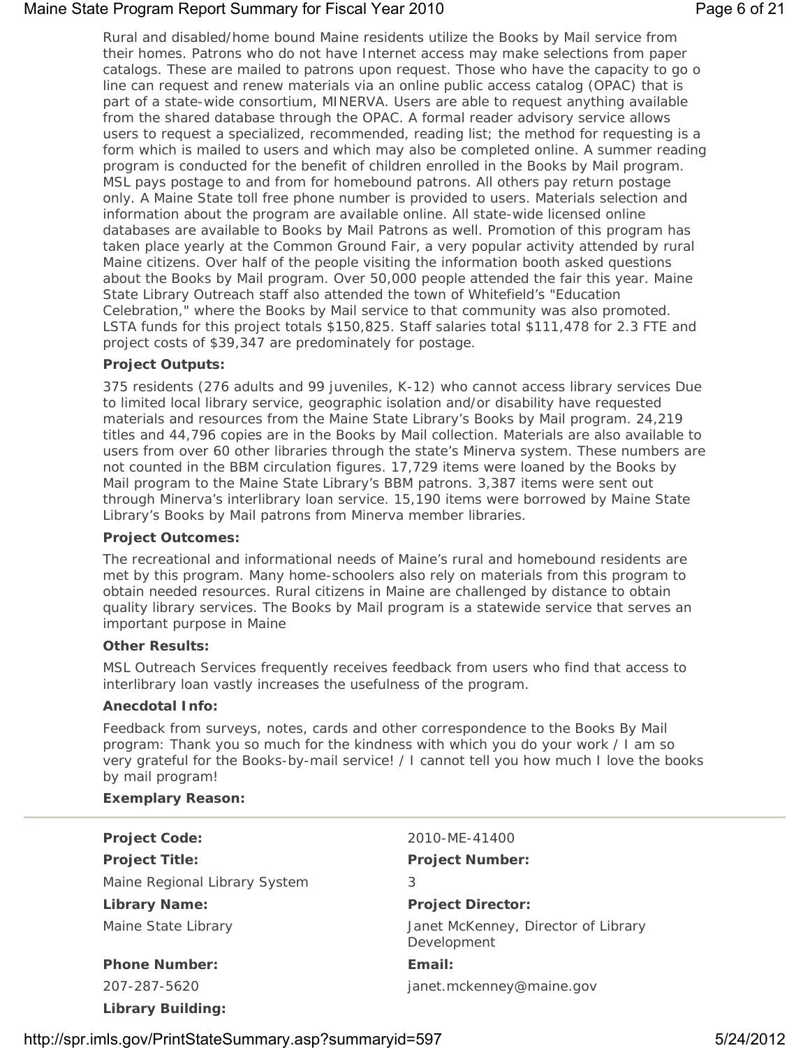Rural and disabled/home bound Maine residents utilize the Books by Mail service from their homes. Patrons who do not have Internet access may make selections from paper catalogs. These are mailed to patrons upon request. Those who have the capacity to go o line can request and renew materials via an online public access catalog (OPAC) that is part of a state-wide consortium, MINERVA. Users are able to request anything available from the shared database through the OPAC. A formal reader advisory service allows users to request a specialized, recommended, reading list; the method for requesting is a form which is mailed to users and which may also be completed online. A summer reading program is conducted for the benefit of children enrolled in the Books by Mail program. MSL pays postage to and from for homebound patrons. All others pay return postage only. A Maine State toll free phone number is provided to users. Materials selection and information about the program are available online. All state-wide licensed online databases are available to Books by Mail Patrons as well. Promotion of this program has taken place yearly at the Common Ground Fair, a very popular activity attended by rural Maine citizens. Over half of the people visiting the information booth asked questions about the Books by Mail program. Over 50,000 people attended the fair this year. Maine State Library Outreach staff also attended the town of Whitefield's "Education Celebration," where the Books by Mail service to that community was also promoted. LSTA funds for this project totals $150,825. Staff salaries total $111,478 for 2.3 FTE and project costs of $39,347 are predominately for postage.

**Project Outputs:**

375 residents (276 adults and 99 juveniles, K-12) who cannot access library services Due to limited local library service, geographic isolation and/or disability have requested materials and resources from the Maine State Library's Books by Mail program. 24,219 titles and 44,796 copies are in the Books by Mail collection. Materials are also available to users from over 60 other libraries through the state's Minerva system. These numbers are not counted in the BBM circulation figures. 17,729 items were loaned by the Books by Mail program to the Maine State Library's BBM patrons. 3,387 items were sent out through Minerva's interlibrary loan service. 15,190 items were borrowed by Maine State Library's Books by Mail patrons from Minerva member libraries.

**Project Outcomes:**

The recreational and informational needs of Maine's rural and homebound residents are met by this program. Many home-schoolers also rely on materials from this program to obtain needed resources. Rural citizens in Maine are challenged by distance to obtain quality library services. The Books by Mail program is a statewide service that serves an important purpose in Maine

**Other Results:**

MSL Outreach Services frequently receives feedback from users who find that access to interlibrary loan vastly increases the usefulness of the program.

**Anecdotal Info:**

Feedback from surveys, notes, cards and other correspondence to the Books By Mail program: Thank you so much for the kindness with which you do your work / I am so very grateful for the Books-by-mail service! / I cannot tell you how much I love the books by mail program!

**Exemplary Reason:**

---

**Project Code:** 2010-ME-41400

**Project Title:** Maine Regional Library System

**Project Number:** 3

**Library Name:** Maine State Library

**Project Director:** Janet McKenney, Director of Library Development

**Phone Number:** 207-287-5620

**Email:** janet.mckenney@maine.gov

**Library Building:**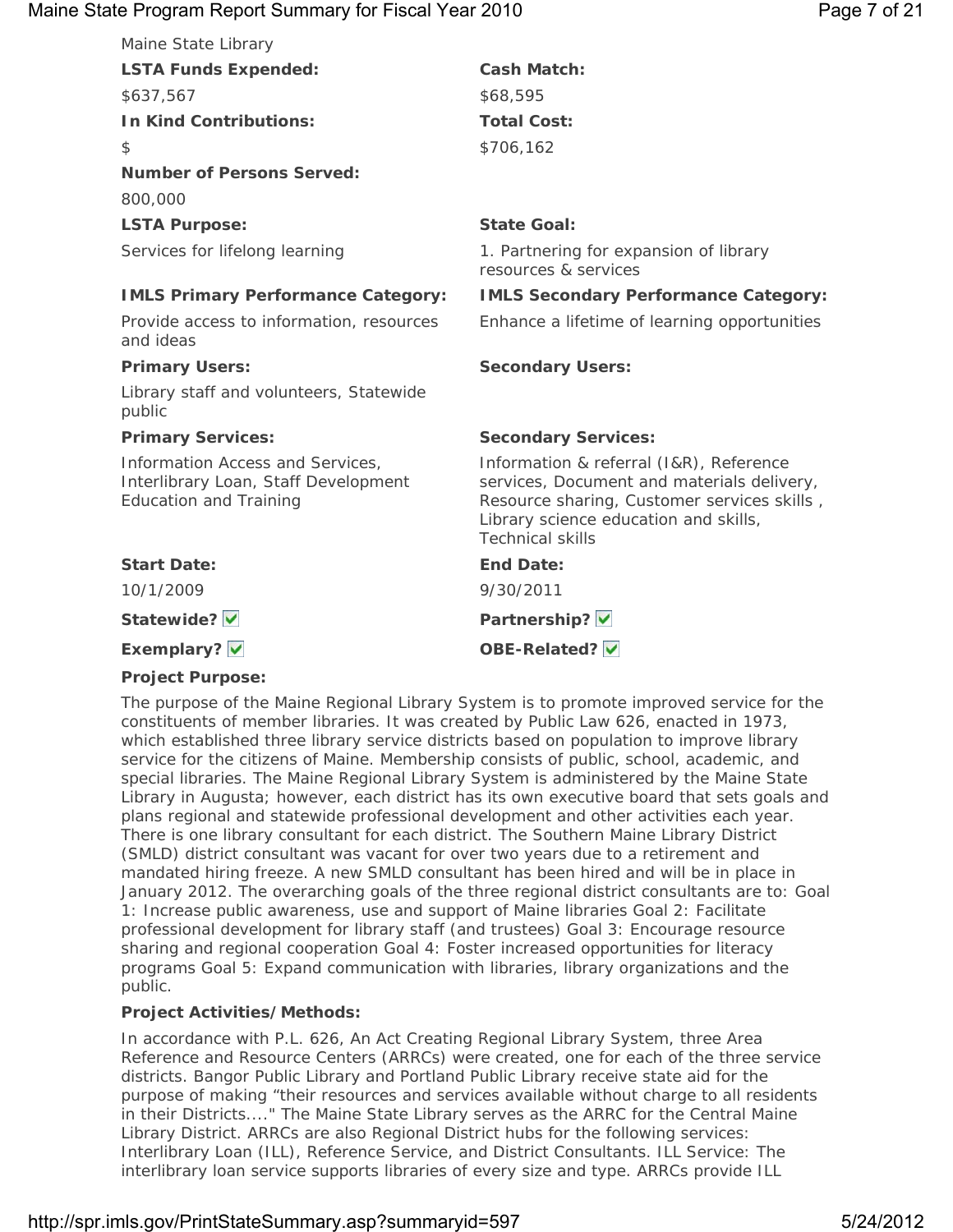Maine State Library

**LSTA Funds Expended:**

$637,567

**Cash Match:**

$68,595

**In Kind Contributions:**

$

**Total Cost:**

$706,162

**Number of Persons Served:**

800,000

**LSTA Purpose:**

Services for lifelong learning

**State Goal:**

1. Partnering for expansion of library resources & services

**IMLS Primary Performance Category:**

Provide access to information, resources and ideas

**IMLS Secondary Performance Category:**

Enhance a lifetime of learning opportunities

**Primary Users:**

Library staff and volunteers, Statewide public

**Secondary Users:**

**Primary Services:**

Information Access and Services, Interlibrary Loan, Staff Development Education and Training

**Secondary Services:**

Information & referral (I&R), Reference services, Document and materials delivery, Resource sharing, Customer services skills , Library science education and skills, Technical skills

**Start Date:**

10/1/2009

**End Date:**

9/30/2011

**Statewide?** ☑

**Partnership?** ☑

**Exemplary?** ☑

**OBE-Related?** ☑

**Project Purpose:**

The purpose of the Maine Regional Library System is to promote improved service for the constituents of member libraries. It was created by Public Law 626, enacted in 1973, which established three library service districts based on population to improve library service for the citizens of Maine. Membership consists of public, school, academic, and special libraries. The Maine Regional Library System is administered by the Maine State Library in Augusta; however, each district has its own executive board that sets goals and plans regional and statewide professional development and other activities each year. There is one library consultant for each district. The Southern Maine Library District (SMLD) district consultant was vacant for over two years due to a retirement and mandated hiring freeze. A new SMLD consultant has been hired and will be in place in January 2012. The overarching goals of the three regional district consultants are to: Goal 1: Increase public awareness, use and support of Maine libraries Goal 2: Facilitate professional development for library staff (and trustees) Goal 3: Encourage resource sharing and regional cooperation Goal 4: Foster increased opportunities for literacy programs Goal 5: Expand communication with libraries, library organizations and the public.

**Project Activities/Methods:**

In accordance with P.L. 626, An Act Creating Regional Library System, three Area Reference and Resource Centers (ARRCs) were created, one for each of the three service districts. Bangor Public Library and Portland Public Library receive state aid for the purpose of making "their resources and services available without charge to all residents in their Districts...." The Maine State Library serves as the ARRC for the Central Maine Library District. ARRCs are also Regional District hubs for the following services: Interlibrary Loan (ILL), Reference Service, and District Consultants. ILL Service: The interlibrary loan service supports libraries of every size and type. ARRCs provide ILL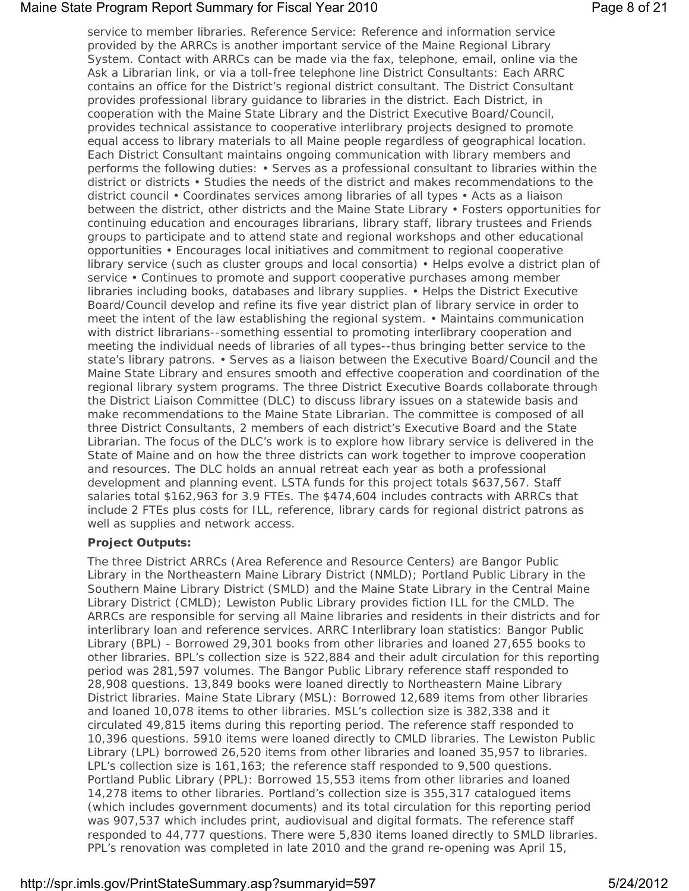service to member libraries. Reference Service: Reference and information service provided by the ARRCs is another important service of the Maine Regional Library System. Contact with ARRCs can be made via the fax, telephone, email, online via the Ask a Librarian link, or via a toll-free telephone line District Consultants: Each ARRC contains an office for the District's regional district consultant. The District Consultant provides professional library guidance to libraries in the district. Each District, in cooperation with the Maine State Library and the District Executive Board/Council, provides technical assistance to cooperative interlibrary projects designed to promote equal access to library materials to all Maine people regardless of geographical location. Each District Consultant maintains ongoing communication with library members and performs the following duties: • Serves as a professional consultant to libraries within the district or districts • Studies the needs of the district and makes recommendations to the district council • Coordinates services among libraries of all types • Acts as a liaison between the district, other districts and the Maine State Library • Fosters opportunities for continuing education and encourages librarians, library staff, library trustees and Friends groups to participate and to attend state and regional workshops and other educational opportunities • Encourages local initiatives and commitment to regional cooperative library service (such as cluster groups and local consortia) • Helps evolve a district plan of service • Continues to promote and support cooperative purchases among member libraries including books, databases and library supplies. • Helps the District Executive Board/Council develop and refine its five year district plan of library service in order to meet the intent of the law establishing the regional system. • Maintains communication with district librarians--something essential to promoting interlibrary cooperation and meeting the individual needs of libraries of all types--thus bringing better service to the state's library patrons. • Serves as a liaison between the Executive Board/Council and the Maine State Library and ensures smooth and effective cooperation and coordination of the regional library system programs. The three District Executive Boards collaborate through the District Liaison Committee (DLC) to discuss library issues on a statewide basis and make recommendations to the Maine State Librarian. The committee is composed of all three District Consultants, 2 members of each district's Executive Board and the State Librarian. The focus of the DLC's work is to explore how library service is delivered in the State of Maine and on how the three districts can work together to improve cooperation and resources. The DLC holds an annual retreat each year as both a professional development and planning event. LSTA funds for this project totals $637,567. Staff salaries total $162,963 for 3.9 FTEs. The $474,604 includes contracts with ARRCs that include 2 FTEs plus costs for ILL, reference, library cards for regional district patrons as well as supplies and network access.

**Project Outputs:**

The three District ARRCs (Area Reference and Resource Centers) are Bangor Public Library in the Northeastern Maine Library District (NMLD); Portland Public Library in the Southern Maine Library District (SMLD) and the Maine State Library in the Central Maine Library District (CMLD); Lewiston Public Library provides fiction ILL for the CMLD. The ARRCs are responsible for serving all Maine libraries and residents in their districts and for interlibrary loan and reference services. ARRC Interlibrary loan statistics: Bangor Public Library (BPL) - Borrowed 29,301 books from other libraries and loaned 27,655 books to other libraries. BPL's collection size is 522,884 and their adult circulation for this reporting period was 281,597 volumes. The Bangor Public Library reference staff responded to 28,908 questions. 13,849 books were loaned directly to Northeastern Maine Library District libraries. Maine State Library (MSL): Borrowed 12,689 items from other libraries and loaned 10,078 items to other libraries. MSL's collection size is 382,338 and it circulated 49,815 items during this reporting period. The reference staff responded to 10,396 questions. 5910 items were loaned directly to CMLD libraries. The Lewiston Public Library (LPL) borrowed 26,520 items from other libraries and loaned 35,957 to libraries. LPL's collection size is 161,163; the reference staff responded to 9,500 questions. Portland Public Library (PPL): Borrowed 15,553 items from other libraries and loaned 14,278 items to other libraries. Portland's collection size is 355,317 catalogued items (which includes government documents) and its total circulation for this reporting period was 907,537 which includes print, audiovisual and digital formats. The reference staff responded to 44,777 questions. There were 5,830 items loaned directly to SMLD libraries. PPL's renovation was completed in late 2010 and the grand re-opening was April 15,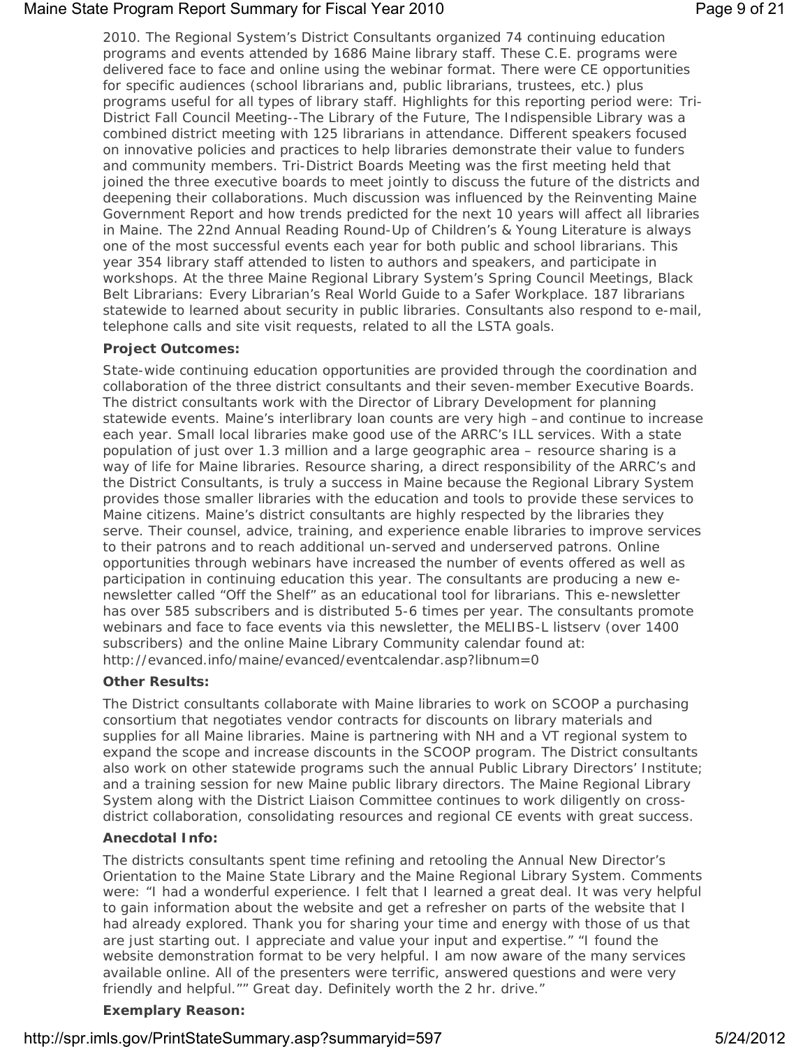2010. The Regional System's District Consultants organized 74 continuing education programs and events attended by 1686 Maine library staff. These C.E. programs were delivered face to face and online using the webinar format. There were CE opportunities for specific audiences (school librarians and, public librarians, trustees, etc.) plus programs useful for all types of library staff. Highlights for this reporting period were: Tri-District Fall Council Meeting--The Library of the Future, The Indispensible Library was a combined district meeting with 125 librarians in attendance. Different speakers focused on innovative policies and practices to help libraries demonstrate their value to funders and community members. Tri-District Boards Meeting was the first meeting held that joined the three executive boards to meet jointly to discuss the future of the districts and deepening their collaborations. Much discussion was influenced by the Reinventing Maine Government Report and how trends predicted for the next 10 years will affect all libraries in Maine. The 22nd Annual Reading Round-Up of Children's & Young Literature is always one of the most successful events each year for both public and school librarians. This year 354 library staff attended to listen to authors and speakers, and participate in workshops. At the three Maine Regional Library System's Spring Council Meetings, Black Belt Librarians: Every Librarian's Real World Guide to a Safer Workplace. 187 librarians statewide to learned about security in public libraries. Consultants also respond to e-mail, telephone calls and site visit requests, related to all the LSTA goals.

**Project Outcomes:**

State-wide continuing education opportunities are provided through the coordination and collaboration of the three district consultants and their seven-member Executive Boards. The district consultants work with the Director of Library Development for planning statewide events. Maine's interlibrary loan counts are very high –and continue to increase each year. Small local libraries make good use of the ARRC's ILL services. With a state population of just over 1.3 million and a large geographic area – resource sharing is a way of life for Maine libraries. Resource sharing, a direct responsibility of the ARRC's and the District Consultants, is truly a success in Maine because the Regional Library System provides those smaller libraries with the education and tools to provide these services to Maine citizens. Maine's district consultants are highly respected by the libraries they serve. Their counsel, advice, training, and experience enable libraries to improve services to their patrons and to reach additional un-served and underserved patrons. Online opportunities through webinars have increased the number of events offered as well as participation in continuing education this year. The consultants are producing a new e-newsletter called "Off the Shelf" as an educational tool for librarians. This e-newsletter has over 585 subscribers and is distributed 5-6 times per year. The consultants promote webinars and face to face events via this newsletter, the MELIBS-L listserv (over 1400 subscribers) and the online Maine Library Community calendar found at: http://evanced.info/maine/evanced/eventcalendar.asp?libnum=0

**Other Results:**

The District consultants collaborate with Maine libraries to work on SCOOP a purchasing consortium that negotiates vendor contracts for discounts on library materials and supplies for all Maine libraries. Maine is partnering with NH and a VT regional system to expand the scope and increase discounts in the SCOOP program. The District consultants also work on other statewide programs such the annual Public Library Directors' Institute; and a training session for new Maine public library directors. The Maine Regional Library System along with the District Liaison Committee continues to work diligently on cross-district collaboration, consolidating resources and regional CE events with great success.

**Anecdotal Info:**

The districts consultants spent time refining and retooling the Annual New Director's Orientation to the Maine State Library and the Maine Regional Library System. Comments were: "I had a wonderful experience. I felt that I learned a great deal. It was very helpful to gain information about the website and get a refresher on parts of the website that I had already explored. Thank you for sharing your time and energy with those of us that are just starting out. I appreciate and value your input and expertise." "I found the website demonstration format to be very helpful. I am now aware of the many services available online. All of the presenters were terrific, answered questions and were very friendly and helpful."" Great day. Definitely worth the 2 hr. drive."

**Exemplary Reason:**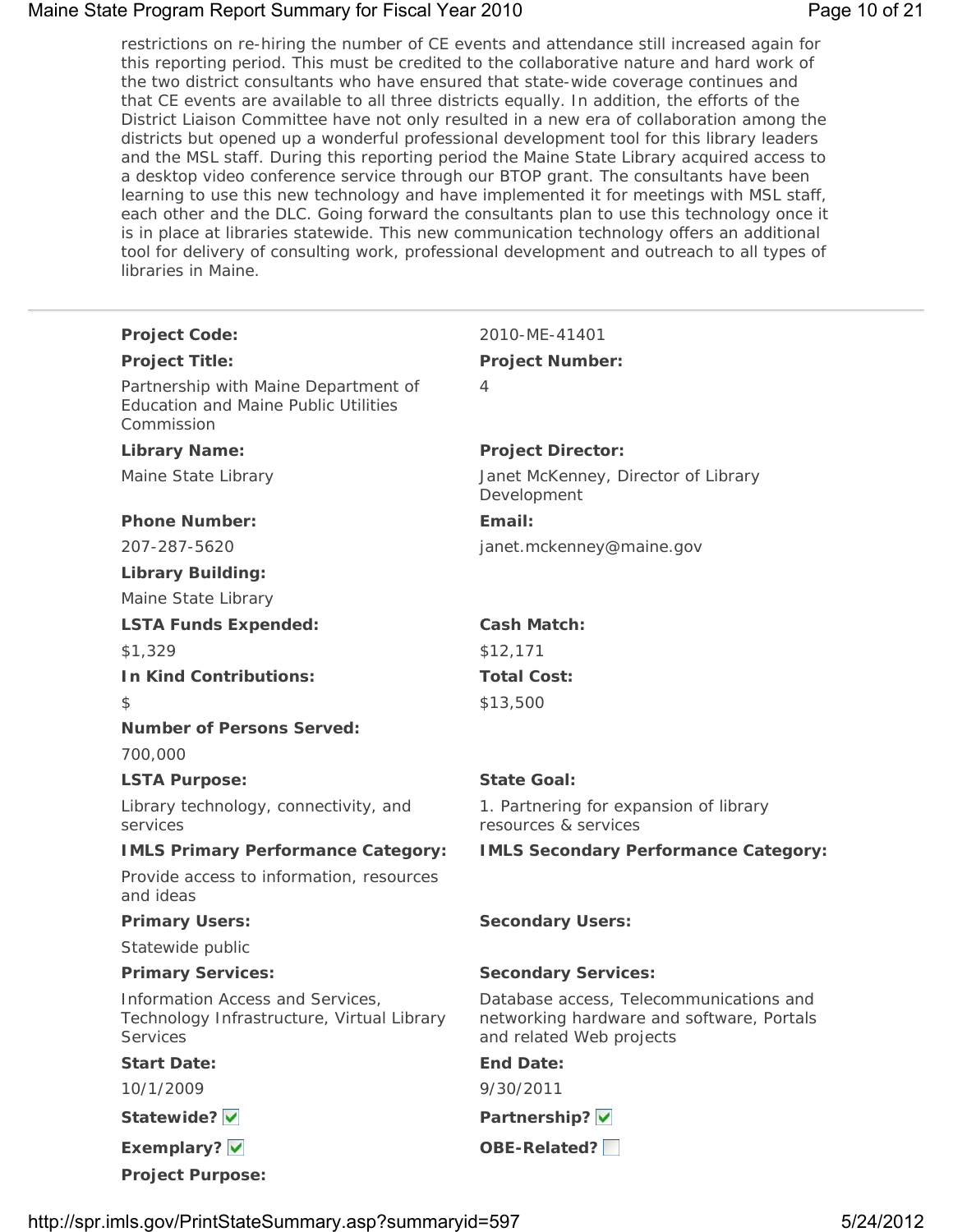restrictions on re-hiring the number of CE events and attendance still increased again for this reporting period. This must be credited to the collaborative nature and hard work of the two district consultants who have ensured that state-wide coverage continues and that CE events are available to all three districts equally. In addition, the efforts of the District Liaison Committee have not only resulted in a new era of collaboration among the districts but opened up a wonderful professional development tool for this library leaders and the MSL staff. During this reporting period the Maine State Library acquired access to a desktop video conference service through our BTOP grant. The consultants have been learning to use this new technology and have implemented it for meetings with MSL staff, each other and the DLC. Going forward the consultants plan to use this technology once it is in place at libraries statewide. This new communication technology offers an additional tool for delivery of consulting work, professional development and outreach to all types of libraries in Maine.

---

**Project Code:** 2010-ME-41401

**Project Title:** Partnership with Maine Department of Education and Maine Public Utilities Commission

**Project Number:** 4

**Library Name:** Maine State Library

**Project Director:** Janet McKenney, Director of Library Development

**Phone Number:** 207-287-5620

**Email:** janet.mckenney@maine.gov

**Library Building:** Maine State Library

**LSTA Funds Expended:** $1,329

**Cash Match:** $12,171

**In Kind Contributions:** $

**Total Cost:** $13,500

**Number of Persons Served:** 700,000

**LSTA Purpose:** Library technology, connectivity, and services

**State Goal:** 1. Partnering for expansion of library resources & services

**IMLS Primary Performance Category:** Provide access to information, resources and ideas

**IMLS Secondary Performance Category:**

**Primary Users:** Statewide public

**Secondary Users:**

**Primary Services:** Information Access and Services, Technology Infrastructure, Virtual Library Services

**Secondary Services:** Database access, Telecommunications and networking hardware and software, Portals and related Web projects

**Start Date:** 10/1/2009

**End Date:** 9/30/2011

**Statewide?** ☑

**Partnership?** ☑

**Exemplary?** ☑

**OBE-Related?** ☐

**Project Purpose:**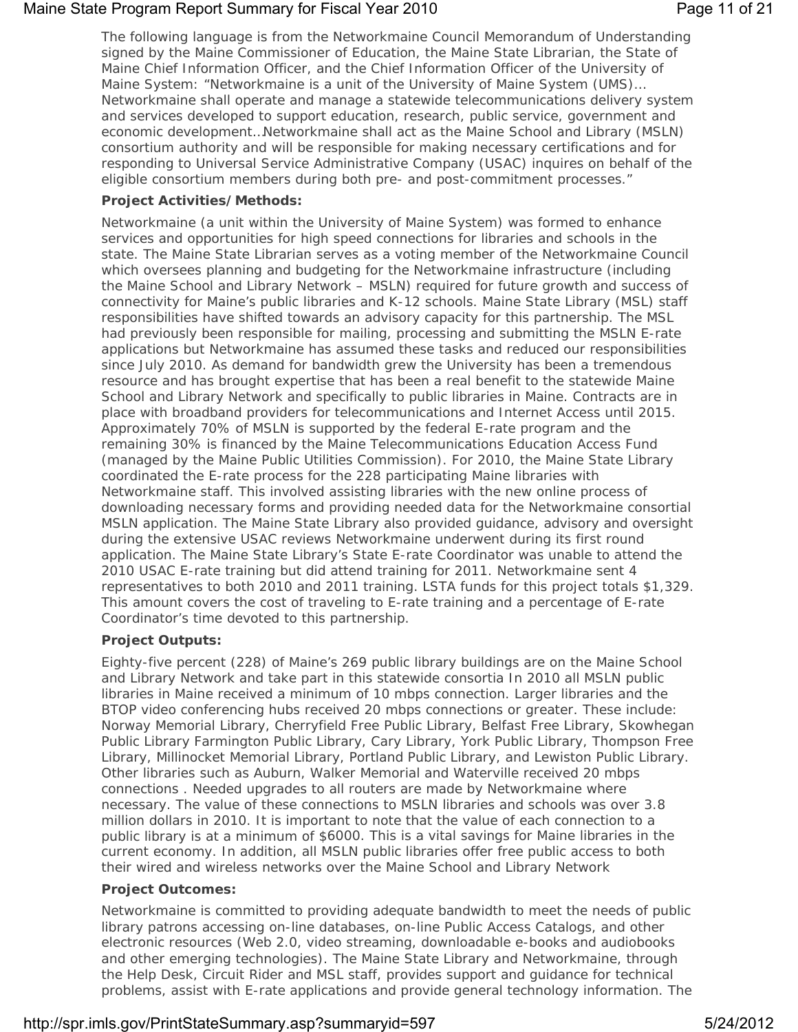The following language is from the Networkmaine Council Memorandum of Understanding signed by the Maine Commissioner of Education, the Maine State Librarian, the State of Maine Chief Information Officer, and the Chief Information Officer of the University of Maine System: "Networkmaine is a unit of the University of Maine System (UMS)… Networkmaine shall operate and manage a statewide telecommunications delivery system and services developed to support education, research, public service, government and economic development…Networkmaine shall act as the Maine School and Library (MSLN) consortium authority and will be responsible for making necessary certifications and for responding to Universal Service Administrative Company (USAC) inquires on behalf of the eligible consortium members during both pre- and post-commitment processes."

**Project Activities/Methods:**

Networkmaine (a unit within the University of Maine System) was formed to enhance services and opportunities for high speed connections for libraries and schools in the state. The Maine State Librarian serves as a voting member of the Networkmaine Council which oversees planning and budgeting for the Networkmaine infrastructure (including the Maine School and Library Network – MSLN) required for future growth and success of connectivity for Maine's public libraries and K-12 schools. Maine State Library (MSL) staff responsibilities have shifted towards an advisory capacity for this partnership. The MSL had previously been responsible for mailing, processing and submitting the MSLN E-rate applications but Networkmaine has assumed these tasks and reduced our responsibilities since July 2010. As demand for bandwidth grew the University has been a tremendous resource and has brought expertise that has been a real benefit to the statewide Maine School and Library Network and specifically to public libraries in Maine. Contracts are in place with broadband providers for telecommunications and Internet Access until 2015. Approximately 70% of MSLN is supported by the federal E-rate program and the remaining 30% is financed by the Maine Telecommunications Education Access Fund (managed by the Maine Public Utilities Commission). For 2010, the Maine State Library coordinated the E-rate process for the 228 participating Maine libraries with Networkmaine staff. This involved assisting libraries with the new online process of downloading necessary forms and providing needed data for the Networkmaine consortial MSLN application. The Maine State Library also provided guidance, advisory and oversight during the extensive USAC reviews Networkmaine underwent during its first round application. The Maine State Library's State E-rate Coordinator was unable to attend the 2010 USAC E-rate training but did attend training for 2011. Networkmaine sent 4 representatives to both 2010 and 2011 training. LSTA funds for this project totals $1,329. This amount covers the cost of traveling to E-rate training and a percentage of E-rate Coordinator's time devoted to this partnership.

**Project Outputs:**

Eighty-five percent (228) of Maine's 269 public library buildings are on the Maine School and Library Network and take part in this statewide consortia In 2010 all MSLN public libraries in Maine received a minimum of 10 mbps connection. Larger libraries and the BTOP video conferencing hubs received 20 mbps connections or greater. These include: Norway Memorial Library, Cherryfield Free Public Library, Belfast Free Library, Skowhegan Public Library Farmington Public Library, Cary Library, York Public Library, Thompson Free Library, Millinocket Memorial Library, Portland Public Library, and Lewiston Public Library. Other libraries such as Auburn, Walker Memorial and Waterville received 20 mbps connections . Needed upgrades to all routers are made by Networkmaine where necessary. The value of these connections to MSLN libraries and schools was over 3.8 million dollars in 2010. It is important to note that the value of each connection to a public library is at a minimum of $6000. This is a vital savings for Maine libraries in the current economy. In addition, all MSLN public libraries offer free public access to both their wired and wireless networks over the Maine School and Library Network

**Project Outcomes:**

Networkmaine is committed to providing adequate bandwidth to meet the needs of public library patrons accessing on-line databases, on-line Public Access Catalogs, and other electronic resources (Web 2.0, video streaming, downloadable e-books and audiobooks and other emerging technologies). The Maine State Library and Networkmaine, through the Help Desk, Circuit Rider and MSL staff, provides support and guidance for technical problems, assist with E-rate applications and provide general technology information. The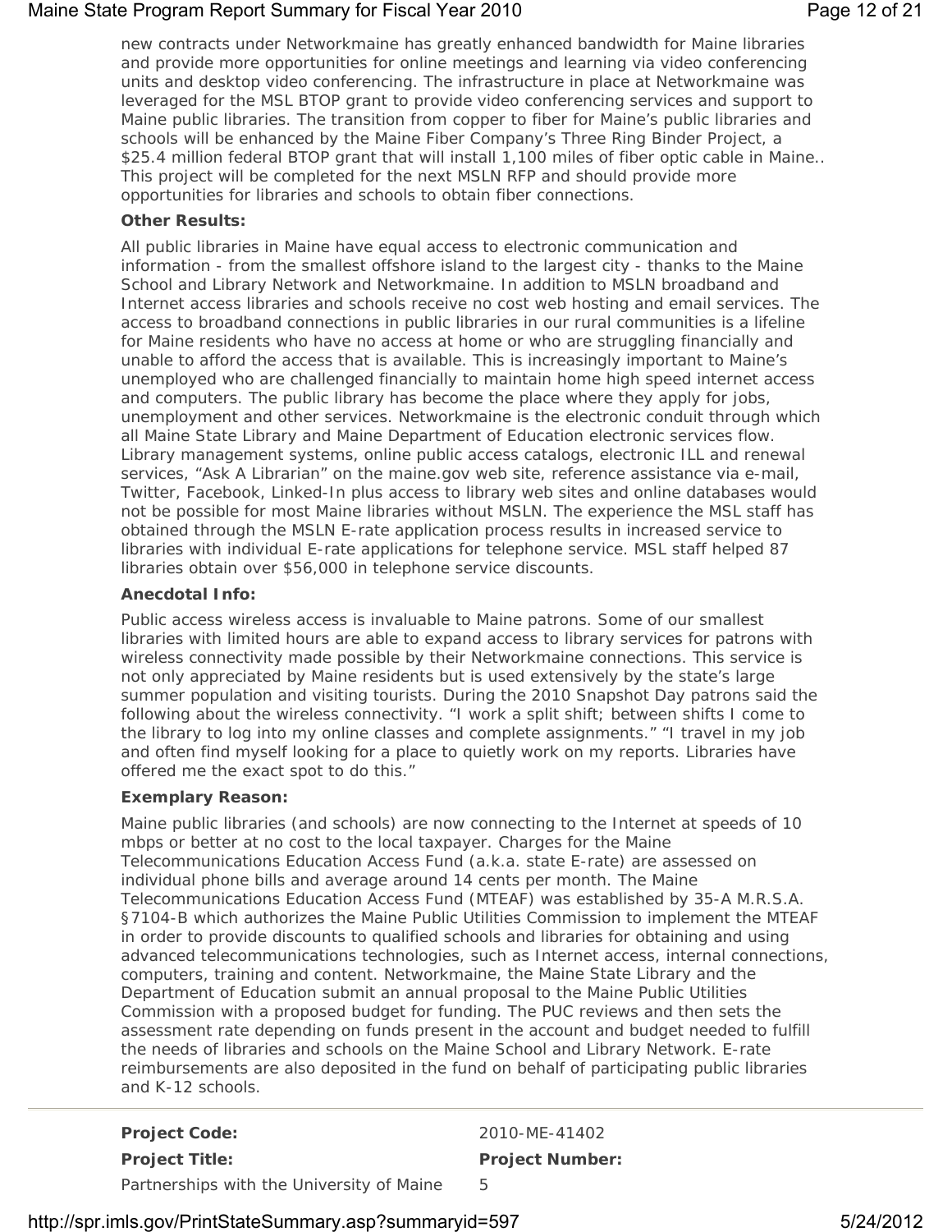new contracts under Networkmaine has greatly enhanced bandwidth for Maine libraries and provide more opportunities for online meetings and learning via video conferencing units and desktop video conferencing. The infrastructure in place at Networkmaine was leveraged for the MSL BTOP grant to provide video conferencing services and support to Maine public libraries. The transition from copper to fiber for Maine's public libraries and schools will be enhanced by the Maine Fiber Company's Three Ring Binder Project, a $25.4 million federal BTOP grant that will install 1,100 miles of fiber optic cable in Maine.. This project will be completed for the next MSLN RFP and should provide more opportunities for libraries and schools to obtain fiber connections.

**Other Results:**

All public libraries in Maine have equal access to electronic communication and information - from the smallest offshore island to the largest city - thanks to the Maine School and Library Network and Networkmaine. In addition to MSLN broadband and Internet access libraries and schools receive no cost web hosting and email services. The access to broadband connections in public libraries in our rural communities is a lifeline for Maine residents who have no access at home or who are struggling financially and unable to afford the access that is available. This is increasingly important to Maine's unemployed who are challenged financially to maintain home high speed internet access and computers. The public library has become the place where they apply for jobs, unemployment and other services. Networkmaine is the electronic conduit through which all Maine State Library and Maine Department of Education electronic services flow. Library management systems, online public access catalogs, electronic ILL and renewal services, "Ask A Librarian" on the maine.gov web site, reference assistance via e-mail, Twitter, Facebook, Linked-In plus access to library web sites and online databases would not be possible for most Maine libraries without MSLN. The experience the MSL staff has obtained through the MSLN E-rate application process results in increased service to libraries with individual E-rate applications for telephone service. MSL staff helped 87 libraries obtain over $56,000 in telephone service discounts.

**Anecdotal Info:**

Public access wireless access is invaluable to Maine patrons. Some of our smallest libraries with limited hours are able to expand access to library services for patrons with wireless connectivity made possible by their Networkmaine connections. This service is not only appreciated by Maine residents but is used extensively by the state's large summer population and visiting tourists. During the 2010 Snapshot Day patrons said the following about the wireless connectivity. "I work a split shift; between shifts I come to the library to log into my online classes and complete assignments." "I travel in my job and often find myself looking for a place to quietly work on my reports. Libraries have offered me the exact spot to do this."

**Exemplary Reason:**

Maine public libraries (and schools) are now connecting to the Internet at speeds of 10 mbps or better at no cost to the local taxpayer. Charges for the Maine Telecommunications Education Access Fund (a.k.a. state E-rate) are assessed on individual phone bills and average around 14 cents per month. The Maine Telecommunications Education Access Fund (MTEAF) was established by 35-A M.R.S.A. §7104-B which authorizes the Maine Public Utilities Commission to implement the MTEAF in order to provide discounts to qualified schools and libraries for obtaining and using advanced telecommunications technologies, such as Internet access, internal connections, computers, training and content. Networkmaine, the Maine State Library and the Department of Education submit an annual proposal to the Maine Public Utilities Commission with a proposed budget for funding. The PUC reviews and then sets the assessment rate depending on funds present in the account and budget needed to fulfill the needs of libraries and schools on the Maine School and Library Network. E-rate reimbursements are also deposited in the fund on behalf of participating public libraries and K-12 schools.

---

| | |
|---|---|
| **Project Code:** | 2010-ME-41402 |
| **Project Title:** | **Project Number:** |
| Partnerships with the University of Maine | 5 |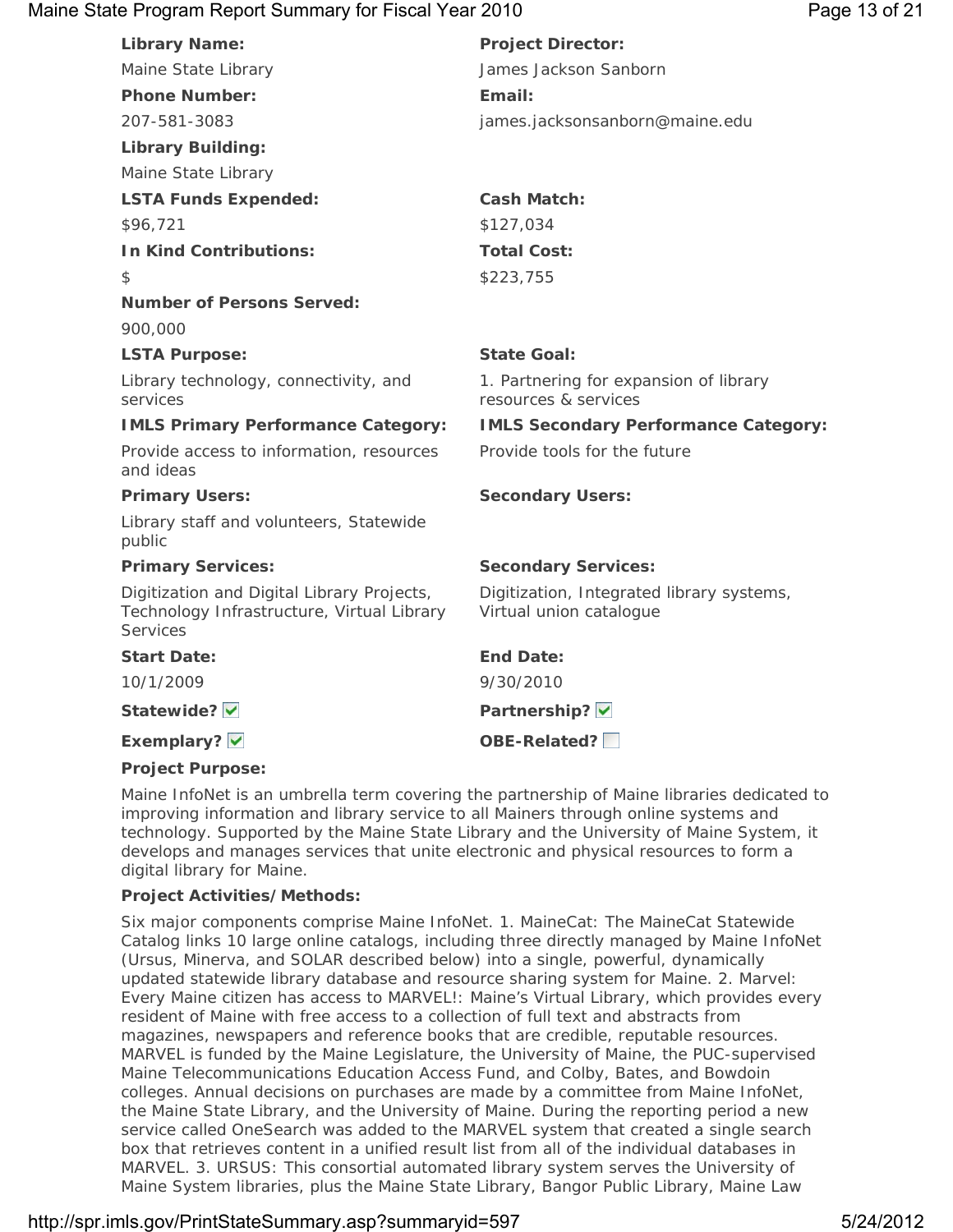**Library Name:**
Maine State Library

**Project Director:**
James Jackson Sanborn

**Phone Number:**
207-581-3083

**Email:**
james.jacksonsanborn@maine.edu

**Library Building:**
Maine State Library

**LSTA Funds Expended:**
$96,721

**Cash Match:**
$127,034

**In Kind Contributions:**
$

**Total Cost:**
$223,755

**Number of Persons Served:**
900,000

**LSTA Purpose:**
Library technology, connectivity, and services

**State Goal:**
1. Partnering for expansion of library resources & services

**IMLS Primary Performance Category:**
Provide access to information, resources and ideas

**IMLS Secondary Performance Category:**
Provide tools for the future

**Primary Users:**
Library staff and volunteers, Statewide public

**Secondary Users:**

**Primary Services:**
Digitization and Digital Library Projects, Technology Infrastructure, Virtual Library Services

**Secondary Services:**
Digitization, Integrated library systems, Virtual union catalogue

**Start Date:**
10/1/2009

**End Date:**
9/30/2010

**Statewide?** ☑

**Partnership?** ☑

**Exemplary?** ☑

**OBE-Related?** ☐

**Project Purpose:**

Maine InfoNet is an umbrella term covering the partnership of Maine libraries dedicated to improving information and library service to all Mainers through online systems and technology. Supported by the Maine State Library and the University of Maine System, it develops and manages services that unite electronic and physical resources to form a digital library for Maine.

**Project Activities/Methods:**

Six major components comprise Maine InfoNet. 1. MaineCat: The MaineCat Statewide Catalog links 10 large online catalogs, including three directly managed by Maine InfoNet (Ursus, Minerva, and SOLAR described below) into a single, powerful, dynamically updated statewide library database and resource sharing system for Maine. 2. Marvel: Every Maine citizen has access to MARVEL!: Maine's Virtual Library, which provides every resident of Maine with free access to a collection of full text and abstracts from magazines, newspapers and reference books that are credible, reputable resources. MARVEL is funded by the Maine Legislature, the University of Maine, the PUC-supervised Maine Telecommunications Education Access Fund, and Colby, Bates, and Bowdoin colleges. Annual decisions on purchases are made by a committee from Maine InfoNet, the Maine State Library, and the University of Maine. During the reporting period a new service called OneSearch was added to the MARVEL system that created a single search box that retrieves content in a unified result list from all of the individual databases in MARVEL. 3. URSUS: This consortial automated library system serves the University of Maine System libraries, plus the Maine State Library, Bangor Public Library, Maine Law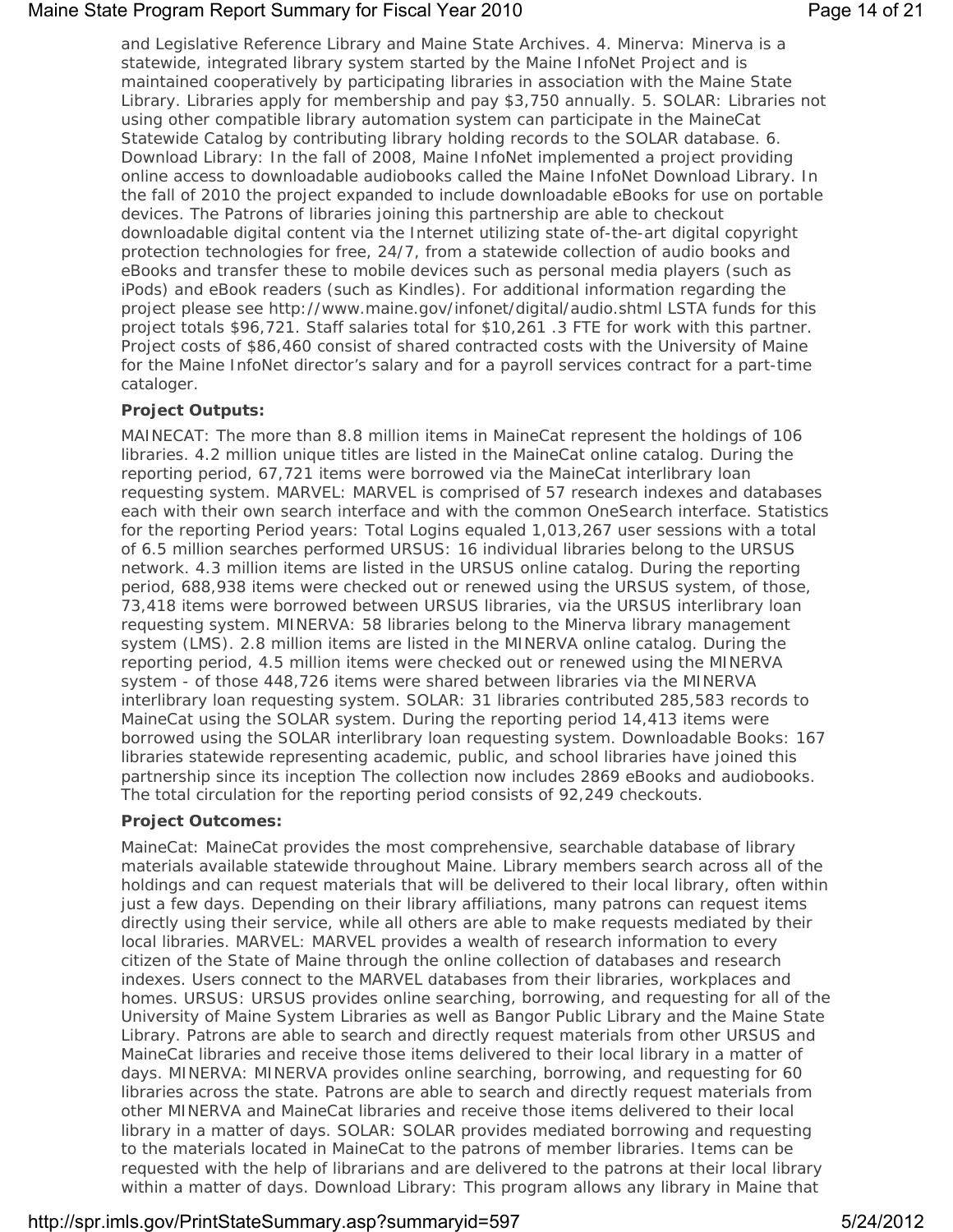and Legislative Reference Library and Maine State Archives. 4. Minerva: Minerva is a statewide, integrated library system started by the Maine InfoNet Project and is maintained cooperatively by participating libraries in association with the Maine State Library. Libraries apply for membership and pay $3,750 annually. 5. SOLAR: Libraries not using other compatible library automation system can participate in the MaineCat Statewide Catalog by contributing library holding records to the SOLAR database. 6. Download Library: In the fall of 2008, Maine InfoNet implemented a project providing online access to downloadable audiobooks called the Maine InfoNet Download Library. In the fall of 2010 the project expanded to include downloadable eBooks for use on portable devices. The Patrons of libraries joining this partnership are able to checkout downloadable digital content via the Internet utilizing state of-the-art digital copyright protection technologies for free, 24/7, from a statewide collection of audio books and eBooks and transfer these to mobile devices such as personal media players (such as iPods) and eBook readers (such as Kindles). For additional information regarding the project please see http://www.maine.gov/infonet/digital/audio.shtml LSTA funds for this project totals $96,721. Staff salaries total for $10,261 .3 FTE for work with this partner. Project costs of $86,460 consist of shared contracted costs with the University of Maine for the Maine InfoNet director's salary and for a payroll services contract for a part-time cataloger.

**Project Outputs:**

MAINECAT: The more than 8.8 million items in MaineCat represent the holdings of 106 libraries. 4.2 million unique titles are listed in the MaineCat online catalog. During the reporting period, 67,721 items were borrowed via the MaineCat interlibrary loan requesting system. MARVEL: MARVEL is comprised of 57 research indexes and databases each with their own search interface and with the common OneSearch interface. Statistics for the reporting Period years: Total Logins equaled 1,013,267 user sessions with a total of 6.5 million searches performed URSUS: 16 individual libraries belong to the URSUS network. 4.3 million items are listed in the URSUS online catalog. During the reporting period, 688,938 items were checked out or renewed using the URSUS system, of those, 73,418 items were borrowed between URSUS libraries, via the URSUS interlibrary loan requesting system. MINERVA: 58 libraries belong to the Minerva library management system (LMS). 2.8 million items are listed in the MINERVA online catalog. During the reporting period, 4.5 million items were checked out or renewed using the MINERVA system - of those 448,726 items were shared between libraries via the MINERVA interlibrary loan requesting system. SOLAR: 31 libraries contributed 285,583 records to MaineCat using the SOLAR system. During the reporting period 14,413 items were borrowed using the SOLAR interlibrary loan requesting system. Downloadable Books: 167 libraries statewide representing academic, public, and school libraries have joined this partnership since its inception The collection now includes 2869 eBooks and audiobooks. The total circulation for the reporting period consists of 92,249 checkouts.

**Project Outcomes:**

MaineCat: MaineCat provides the most comprehensive, searchable database of library materials available statewide throughout Maine. Library members search across all of the holdings and can request materials that will be delivered to their local library, often within just a few days. Depending on their library affiliations, many patrons can request items directly using their service, while all others are able to make requests mediated by their local libraries. MARVEL: MARVEL provides a wealth of research information to every citizen of the State of Maine through the online collection of databases and research indexes. Users connect to the MARVEL databases from their libraries, workplaces and homes. URSUS: URSUS provides online searching, borrowing, and requesting for all of the University of Maine System Libraries as well as Bangor Public Library and the Maine State Library. Patrons are able to search and directly request materials from other URSUS and MaineCat libraries and receive those items delivered to their local library in a matter of days. MINERVA: MINERVA provides online searching, borrowing, and requesting for 60 libraries across the state. Patrons are able to search and directly request materials from other MINERVA and MaineCat libraries and receive those items delivered to their local library in a matter of days. SOLAR: SOLAR provides mediated borrowing and requesting to the materials located in MaineCat to the patrons of member libraries. Items can be requested with the help of librarians and are delivered to the patrons at their local library within a matter of days. Download Library: This program allows any library in Maine that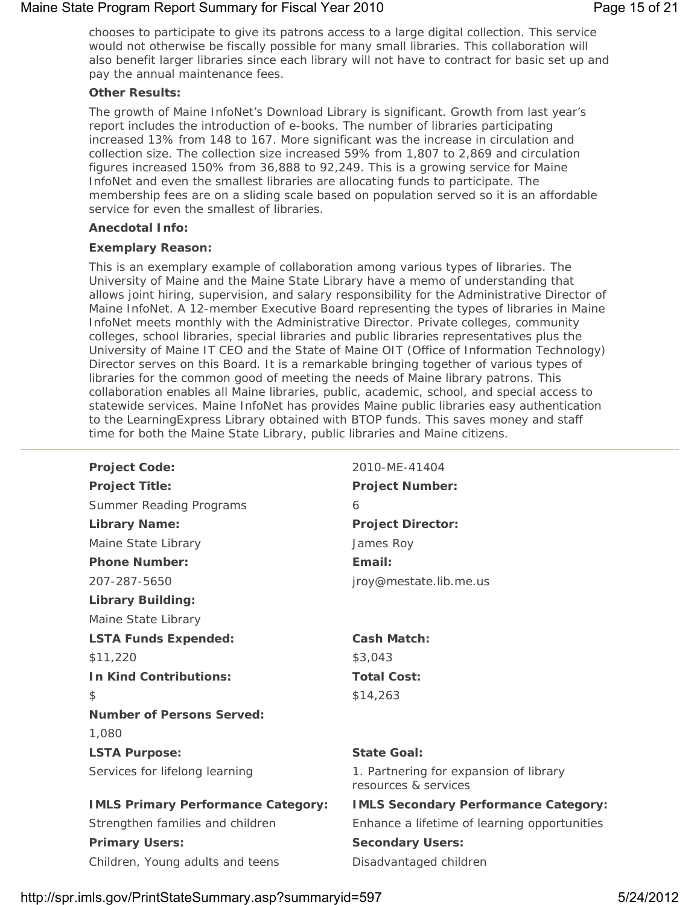chooses to participate to give its patrons access to a large digital collection. This service would not otherwise be fiscally possible for many small libraries. This collaboration will also benefit larger libraries since each library will not have to contract for basic set up and pay the annual maintenance fees.

**Other Results:**

The growth of Maine InfoNet's Download Library is significant. Growth from last year's report includes the introduction of e-books. The number of libraries participating increased 13% from 148 to 167. More significant was the increase in circulation and collection size. The collection size increased 59% from 1,807 to 2,869 and circulation figures increased 150% from 36,888 to 92,249. This is a growing service for Maine InfoNet and even the smallest libraries are allocating funds to participate. The membership fees are on a sliding scale based on population served so it is an affordable service for even the smallest of libraries.

**Anecdotal Info:**

**Exemplary Reason:**

This is an exemplary example of collaboration among various types of libraries. The University of Maine and the Maine State Library have a memo of understanding that allows joint hiring, supervision, and salary responsibility for the Administrative Director of Maine InfoNet. A 12-member Executive Board representing the types of libraries in Maine InfoNet meets monthly with the Administrative Director. Private colleges, community colleges, school libraries, special libraries and public libraries representatives plus the University of Maine IT CEO and the State of Maine OIT (Office of Information Technology) Director serves on this Board. It is a remarkable bringing together of various types of libraries for the common good of meeting the needs of Maine library patrons. This collaboration enables all Maine libraries, public, academic, school, and special access to statewide services. Maine InfoNet has provides Maine public libraries easy authentication to the LearningExpress Library obtained with BTOP funds. This saves money and staff time for both the Maine State Library, public libraries and Maine citizens.

---

**Project Code:** 2010-ME-41404

**Project Title:**
Summer Reading Programs

**Project Number:**
6

**Library Name:**
Maine State Library

**Project Director:**
James Roy

**Phone Number:**
207-287-5650

**Email:**
jroy@mestate.lib.me.us

**Library Building:**
Maine State Library

**LSTA Funds Expended:**
$11,220

**Cash Match:**
$3,043

**In Kind Contributions:**
$

**Total Cost:**
$14,263

**Number of Persons Served:**
1,080

**LSTA Purpose:**
Services for lifelong learning

**State Goal:**
1. Partnering for expansion of library resources & services

**IMLS Primary Performance Category:**
Strengthen families and children

**IMLS Secondary Performance Category:**
Enhance a lifetime of learning opportunities

**Primary Users:**
Children, Young adults and teens

**Secondary Users:**
Disadvantaged children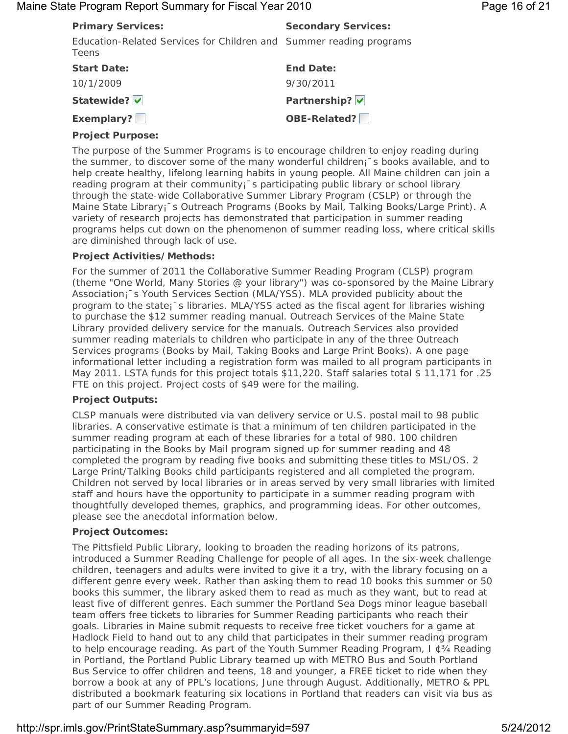**Primary Services:**

Education-Related Services for Children and Teens

**Secondary Services:**

Summer reading programs

**Start Date:**

10/1/2009

**End Date:**

9/30/2011

**Statewide?** ☑

**Partnership?** ☑

**Exemplary?** ☐

**OBE-Related?** ☐

**Project Purpose:**

The purpose of the Summer Programs is to encourage children to enjoy reading during the summer, to discover some of the many wonderful children¡¯s books available, and to help create healthy, lifelong learning habits in young people. All Maine children can join a reading program at their community¡¯s participating public library or school library through the state-wide Collaborative Summer Library Program (CSLP) or through the Maine State Library¡¯s Outreach Programs (Books by Mail, Talking Books/Large Print). A variety of research projects has demonstrated that participation in summer reading programs helps cut down on the phenomenon of summer reading loss, where critical skills are diminished through lack of use.

**Project Activities/Methods:**

For the summer of 2011 the Collaborative Summer Reading Program (CLSP) program (theme "One World, Many Stories @ your library") was co-sponsored by the Maine Library Association¡¯s Youth Services Section (MLA/YSS). MLA provided publicity about the program to the state¡¯s libraries. MLA/YSS acted as the fiscal agent for libraries wishing to purchase the $12 summer reading manual. Outreach Services of the Maine State Library provided delivery service for the manuals. Outreach Services also provided summer reading materials to children who participate in any of the three Outreach Services programs (Books by Mail, Taking Books and Large Print Books). A one page informational letter including a registration form was mailed to all program participants in May 2011. LSTA funds for this project totals $11,220. Staff salaries total $ 11,171 for .25 FTE on this project. Project costs of $49 were for the mailing.

**Project Outputs:**

CLSP manuals were distributed via van delivery service or U.S. postal mail to 98 public libraries. A conservative estimate is that a minimum of ten children participated in the summer reading program at each of these libraries for a total of 980. 100 children participating in the Books by Mail program signed up for summer reading and 48 completed the program by reading five books and submitting these titles to MSL/OS. 2 Large Print/Talking Books child participants registered and all completed the program. Children not served by local libraries or in areas served by very small libraries with limited staff and hours have the opportunity to participate in a summer reading program with thoughtfully developed themes, graphics, and programming ideas. For other outcomes, please see the anecdotal information below.

**Project Outcomes:**

The Pittsfield Public Library, looking to broaden the reading horizons of its patrons, introduced a Summer Reading Challenge for people of all ages. In the six-week challenge children, teenagers and adults were invited to give it a try, with the library focusing on a different genre every week. Rather than asking them to read 10 books this summer or 50 books this summer, the library asked them to read as much as they want, but to read at least five of different genres. Each summer the Portland Sea Dogs minor league baseball team offers free tickets to libraries for Summer Reading participants who reach their goals. Libraries in Maine submit requests to receive free ticket vouchers for a game at Hadlock Field to hand out to any child that participates in their summer reading program to help encourage reading. As part of the Youth Summer Reading Program, I ¢¾ Reading in Portland, the Portland Public Library teamed up with METRO Bus and South Portland Bus Service to offer children and teens, 18 and younger, a FREE ticket to ride when they borrow a book at any of PPL's locations, June through August. Additionally, METRO & PPL distributed a bookmark featuring six locations in Portland that readers can visit via bus as part of our Summer Reading Program.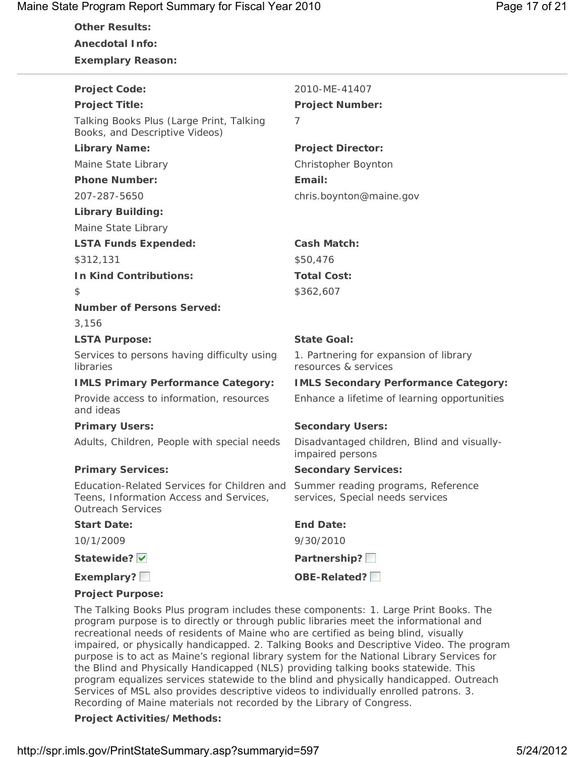**Other Results:**

**Anecdotal Info:**

**Exemplary Reason:**

---

**Project Code:** 2010-ME-41407

**Project Title:** Talking Books Plus (Large Print, Talking Books, and Descriptive Videos)

**Project Number:** 7

**Library Name:** Maine State Library

**Project Director:** Christopher Boynton

**Phone Number:** 207-287-5650

**Email:** chris.boynton@maine.gov

**Library Building:** Maine State Library

**LSTA Funds Expended:** $312,131

**Cash Match:** $50,476

**In Kind Contributions:** $

**Total Cost:** $362,607

**Number of Persons Served:** 3,156

**LSTA Purpose:** Services to persons having difficulty using libraries

**State Goal:** 1. Partnering for expansion of library resources & services

**IMLS Primary Performance Category:** Provide access to information, resources and ideas

**IMLS Secondary Performance Category:** Enhance a lifetime of learning opportunities

**Primary Users:** Adults, Children, People with special needs

**Secondary Users:** Disadvantaged children, Blind and visually-impaired persons

**Primary Services:** Education-Related Services for Children and Teens, Information Access and Services, Outreach Services

**Secondary Services:** Summer reading programs, Reference services, Special needs services

**Start Date:** 10/1/2009

**End Date:** 9/30/2010

**Statewide?** ☑

**Partnership?** ☐

**Exemplary?** ☐

**OBE-Related?** ☐

**Project Purpose:**

The Talking Books Plus program includes these components: 1. Large Print Books. The program purpose is to directly or through public libraries meet the informational and recreational needs of residents of Maine who are certified as being blind, visually impaired, or physically handicapped. 2. Talking Books and Descriptive Video. The program purpose is to act as Maine's regional library system for the National Library Services for the Blind and Physically Handicapped (NLS) providing talking books statewide. This program equalizes services statewide to the blind and physically handicapped. Outreach Services of MSL also provides descriptive videos to individually enrolled patrons. 3. Recording of Maine materials not recorded by the Library of Congress.

**Project Activities/Methods:**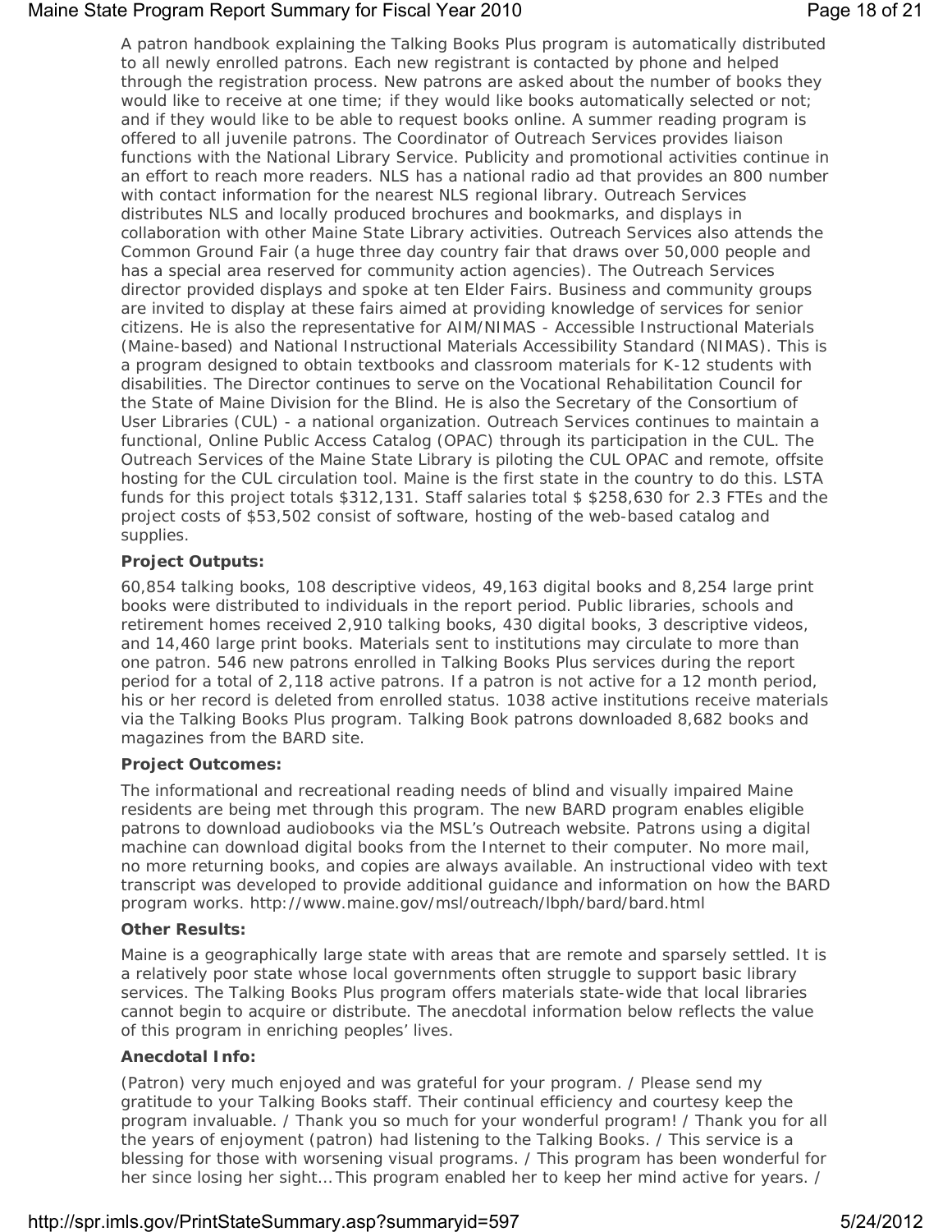A patron handbook explaining the Talking Books Plus program is automatically distributed to all newly enrolled patrons. Each new registrant is contacted by phone and helped through the registration process. New patrons are asked about the number of books they would like to receive at one time; if they would like books automatically selected or not; and if they would like to be able to request books online. A summer reading program is offered to all juvenile patrons. The Coordinator of Outreach Services provides liaison functions with the National Library Service. Publicity and promotional activities continue in an effort to reach more readers. NLS has a national radio ad that provides an 800 number with contact information for the nearest NLS regional library. Outreach Services distributes NLS and locally produced brochures and bookmarks, and displays in collaboration with other Maine State Library activities. Outreach Services also attends the Common Ground Fair (a huge three day country fair that draws over 50,000 people and has a special area reserved for community action agencies). The Outreach Services director provided displays and spoke at ten Elder Fairs. Business and community groups are invited to display at these fairs aimed at providing knowledge of services for senior citizens. He is also the representative for AIM/NIMAS - Accessible Instructional Materials (Maine-based) and National Instructional Materials Accessibility Standard (NIMAS). This is a program designed to obtain textbooks and classroom materials for K-12 students with disabilities. The Director continues to serve on the Vocational Rehabilitation Council for the State of Maine Division for the Blind. He is also the Secretary of the Consortium of User Libraries (CUL) - a national organization. Outreach Services continues to maintain a functional, Online Public Access Catalog (OPAC) through its participation in the CUL. The Outreach Services of the Maine State Library is piloting the CUL OPAC and remote, offsite hosting for the CUL circulation tool. Maine is the first state in the country to do this. LSTA funds for this project totals $312,131. Staff salaries total $ $258,630 for 2.3 FTEs and the project costs of $53,502 consist of software, hosting of the web-based catalog and supplies.

**Project Outputs:**

60,854 talking books, 108 descriptive videos, 49,163 digital books and 8,254 large print books were distributed to individuals in the report period. Public libraries, schools and retirement homes received 2,910 talking books, 430 digital books, 3 descriptive videos, and 14,460 large print books. Materials sent to institutions may circulate to more than one patron. 546 new patrons enrolled in Talking Books Plus services during the report period for a total of 2,118 active patrons. If a patron is not active for a 12 month period, his or her record is deleted from enrolled status. 1038 active institutions receive materials via the Talking Books Plus program. Talking Book patrons downloaded 8,682 books and magazines from the BARD site.

**Project Outcomes:**

The informational and recreational reading needs of blind and visually impaired Maine residents are being met through this program. The new BARD program enables eligible patrons to download audiobooks via the MSL's Outreach website. Patrons using a digital machine can download digital books from the Internet to their computer. No more mail, no more returning books, and copies are always available. An instructional video with text transcript was developed to provide additional guidance and information on how the BARD program works. http://www.maine.gov/msl/outreach/lbph/bard/bard.html

**Other Results:**

Maine is a geographically large state with areas that are remote and sparsely settled. It is a relatively poor state whose local governments often struggle to support basic library services. The Talking Books Plus program offers materials state-wide that local libraries cannot begin to acquire or distribute. The anecdotal information below reflects the value of this program in enriching peoples' lives.

**Anecdotal Info:**

(Patron) very much enjoyed and was grateful for your program. / Please send my gratitude to your Talking Books staff. Their continual efficiency and courtesy keep the program invaluable. / Thank you so much for your wonderful program! / Thank you for all the years of enjoyment (patron) had listening to the Talking Books. / This service is a blessing for those with worsening visual programs. / This program has been wonderful for her since losing her sight… This program enabled her to keep her mind active for years. /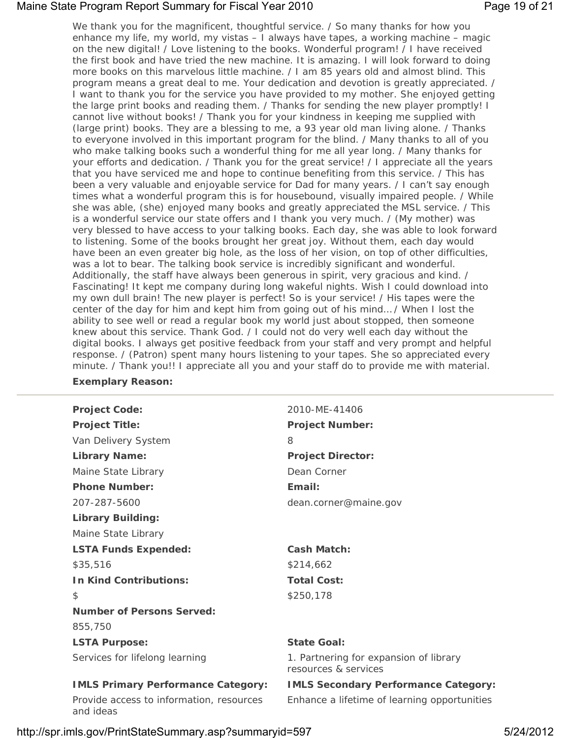We thank you for the magnificent, thoughtful service. / So many thanks for how you enhance my life, my world, my vistas – I always have tapes, a working machine – magic on the new digital! / Love listening to the books. Wonderful program! / I have received the first book and have tried the new machine. It is amazing. I will look forward to doing more books on this marvelous little machine. / I am 85 years old and almost blind. This program means a great deal to me. Your dedication and devotion is greatly appreciated. / I want to thank you for the service you have provided to my mother. She enjoyed getting the large print books and reading them. / Thanks for sending the new player promptly! I cannot live without books! / Thank you for your kindness in keeping me supplied with (large print) books. They are a blessing to me, a 93 year old man living alone. / Thanks to everyone involved in this important program for the blind. / Many thanks to all of you who make talking books such a wonderful thing for me all year long. / Many thanks for your efforts and dedication. / Thank you for the great service! / I appreciate all the years that you have serviced me and hope to continue benefiting from this service. / This has been a very valuable and enjoyable service for Dad for many years. / I can't say enough times what a wonderful program this is for housebound, visually impaired people. / While she was able, (she) enjoyed many books and greatly appreciated the MSL service. / This is a wonderful service our state offers and I thank you very much. / (My mother) was very blessed to have access to your talking books. Each day, she was able to look forward to listening. Some of the books brought her great joy. Without them, each day would have been an even greater big hole, as the loss of her vision, on top of other difficulties, was a lot to bear. The talking book service is incredibly significant and wonderful. Additionally, the staff have always been generous in spirit, very gracious and kind. / Fascinating! It kept me company during long wakeful nights. Wish I could download into my own dull brain! The new player is perfect! So is your service! / His tapes were the center of the day for him and kept him from going out of his mind… / When I lost the ability to see well or read a regular book my world just about stopped, then someone knew about this service. Thank God. / I could not do very well each day without the digital books. I always get positive feedback from your staff and very prompt and helpful response. / (Patron) spent many hours listening to your tapes. She so appreciated every minute. / Thank you!! I appreciate all you and your staff do to provide me with material.

**Exemplary Reason:**

---

**Project Code:** 2010-ME-41406

**Project Title:** Van Delivery System

**Project Number:** 8

**Library Name:** Maine State Library

**Project Director:** Dean Corner

**Phone Number:** 207-287-5600

**Email:** dean.corner@maine.gov

**Library Building:** Maine State Library

**LSTA Funds Expended:** $35,516

**Cash Match:** $214,662

**In Kind Contributions:** $

**Total Cost:** $250,178

**Number of Persons Served:** 855,750

**LSTA Purpose:** Services for lifelong learning

**State Goal:** 1. Partnering for expansion of library resources & services

**IMLS Primary Performance Category:** Provide access to information, resources and ideas

**IMLS Secondary Performance Category:** Enhance a lifetime of learning opportunities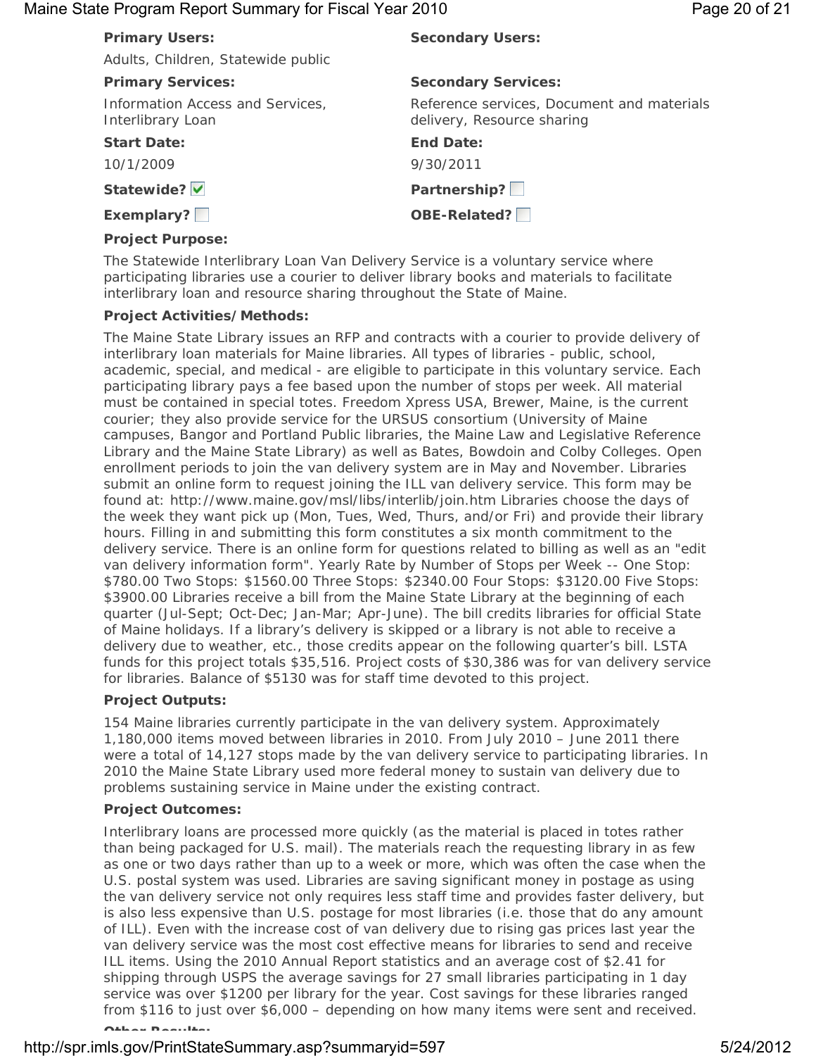**Primary Users:**

Adults, Children, Statewide public

**Secondary Users:**

**Primary Services:**

Information Access and Services, Interlibrary Loan

**Secondary Services:**

Reference services, Document and materials delivery, Resource sharing

**Start Date:**

10/1/2009

**End Date:**

9/30/2011

**Statewide?** ☑

**Partnership?** ☐

**Exemplary?** ☐

**OBE-Related?** ☐

**Project Purpose:**

The Statewide Interlibrary Loan Van Delivery Service is a voluntary service where participating libraries use a courier to deliver library books and materials to facilitate interlibrary loan and resource sharing throughout the State of Maine.

**Project Activities/Methods:**

The Maine State Library issues an RFP and contracts with a courier to provide delivery of interlibrary loan materials for Maine libraries. All types of libraries - public, school, academic, special, and medical - are eligible to participate in this voluntary service. Each participating library pays a fee based upon the number of stops per week. All material must be contained in special totes. Freedom Xpress USA, Brewer, Maine, is the current courier; they also provide service for the URSUS consortium (University of Maine campuses, Bangor and Portland Public libraries, the Maine Law and Legislative Reference Library and the Maine State Library) as well as Bates, Bowdoin and Colby Colleges. Open enrollment periods to join the van delivery system are in May and November. Libraries submit an online form to request joining the ILL van delivery service. This form may be found at: http://www.maine.gov/msl/libs/interlib/join.htm Libraries choose the days of the week they want pick up (Mon, Tues, Wed, Thurs, and/or Fri) and provide their library hours. Filling in and submitting this form constitutes a six month commitment to the delivery service. There is an online form for questions related to billing as well as an "edit van delivery information form". Yearly Rate by Number of Stops per Week -- One Stop: $780.00 Two Stops: $1560.00 Three Stops: $2340.00 Four Stops: $3120.00 Five Stops: $3900.00 Libraries receive a bill from the Maine State Library at the beginning of each quarter (Jul-Sept; Oct-Dec; Jan-Mar; Apr-June). The bill credits libraries for official State of Maine holidays. If a library's delivery is skipped or a library is not able to receive a delivery due to weather, etc., those credits appear on the following quarter's bill. LSTA funds for this project totals $35,516. Project costs of $30,386 was for van delivery service for libraries. Balance of $5130 was for staff time devoted to this project.

**Project Outputs:**

154 Maine libraries currently participate in the van delivery system. Approximately 1,180,000 items moved between libraries in 2010. From July 2010 – June 2011 there were a total of 14,127 stops made by the van delivery service to participating libraries. In 2010 the Maine State Library used more federal money to sustain van delivery due to problems sustaining service in Maine under the existing contract.

**Project Outcomes:**

Interlibrary loans are processed more quickly (as the material is placed in totes rather than being packaged for U.S. mail). The materials reach the requesting library in as few as one or two days rather than up to a week or more, which was often the case when the U.S. postal system was used. Libraries are saving significant money in postage as using the van delivery service not only requires less staff time and provides faster delivery, but is also less expensive than U.S. postage for most libraries (i.e. those that do any amount of ILL). Even with the increase cost of van delivery due to rising gas prices last year the van delivery service was the most cost effective means for libraries to send and receive ILL items. Using the 2010 Annual Report statistics and an average cost of $2.41 for shipping through USPS the average savings for 27 small libraries participating in 1 day service was over $1200 per library for the year. Cost savings for these libraries ranged from $116 to just over $6,000 – depending on how many items were sent and received.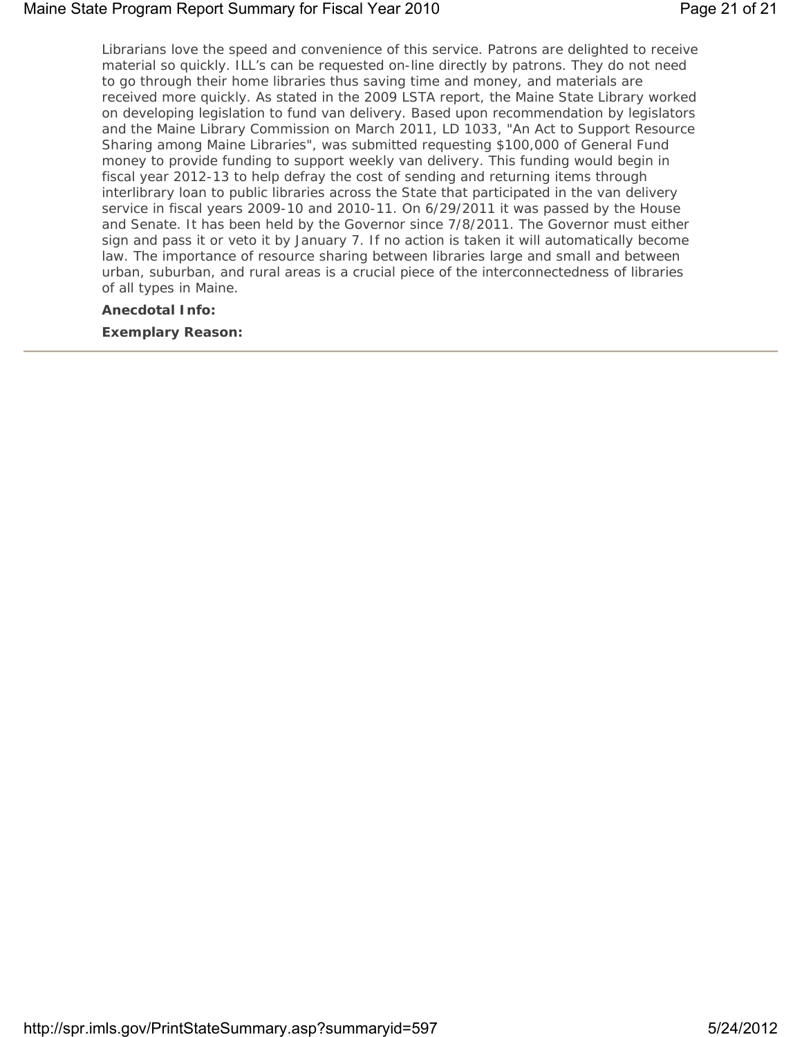Librarians love the speed and convenience of this service. Patrons are delighted to receive material so quickly. ILL's can be requested on-line directly by patrons. They do not need to go through their home libraries thus saving time and money, and materials are received more quickly. As stated in the 2009 LSTA report, the Maine State Library worked on developing legislation to fund van delivery. Based upon recommendation by legislators and the Maine Library Commission on March 2011, LD 1033, "An Act to Support Resource Sharing among Maine Libraries", was submitted requesting $100,000 of General Fund money to provide funding to support weekly van delivery. This funding would begin in fiscal year 2012-13 to help defray the cost of sending and returning items through interlibrary loan to public libraries across the State that participated in the van delivery service in fiscal years 2009-10 and 2010-11. On 6/29/2011 it was passed by the House and Senate. It has been held by the Governor since 7/8/2011. The Governor must either sign and pass it or veto it by January 7. If no action is taken it will automatically become law. The importance of resource sharing between libraries large and small and between urban, suburban, and rural areas is a crucial piece of the interconnectedness of libraries of all types in Maine.

**Anecdotal Info:**

**Exemplary Reason:**